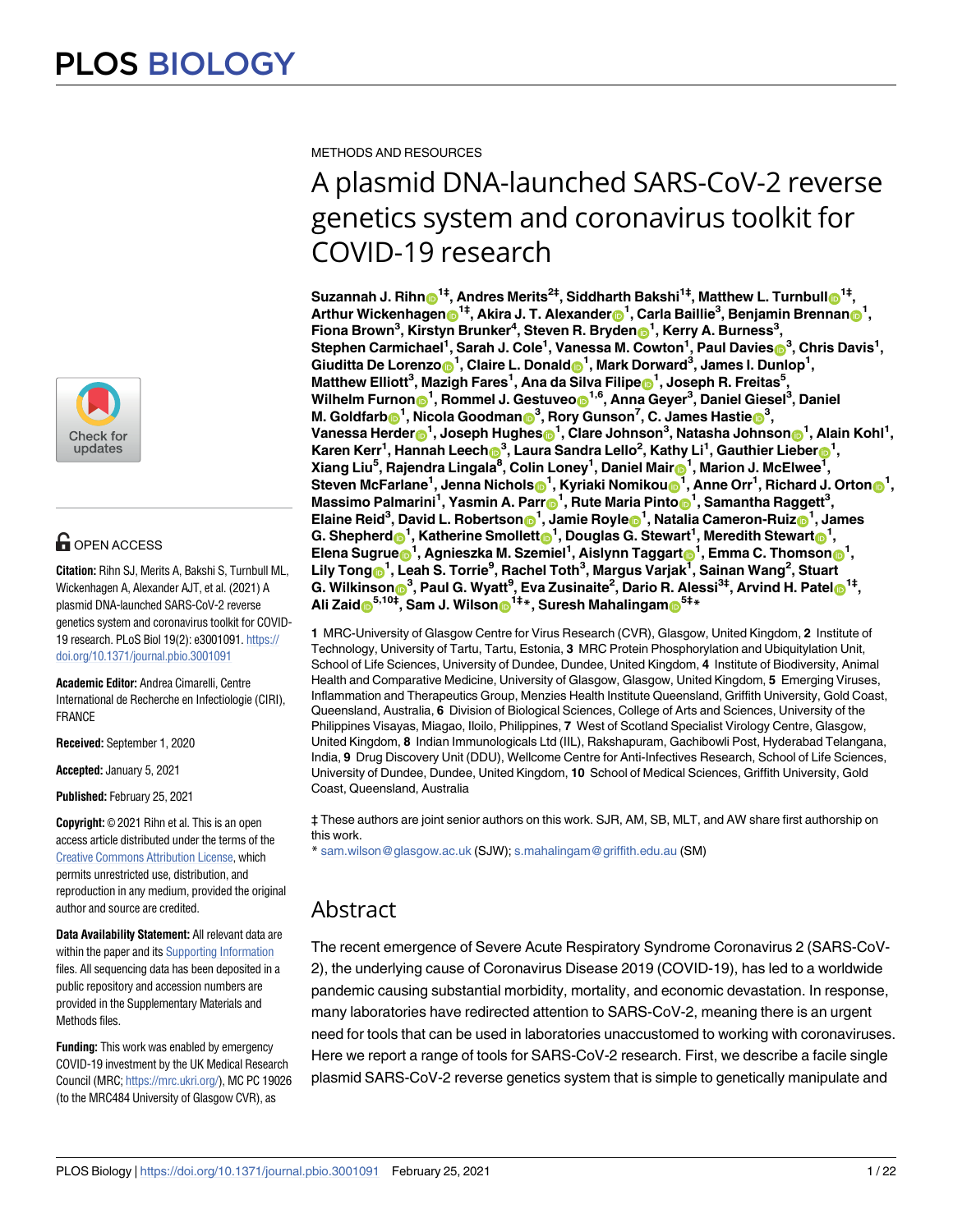METHODS AND RESOURCES

# A plasmid DNA-launched SARS-CoV-2 reverse genetics system and coronavirus toolkit for COVID-19 research

**Suzannah J. Rihn[1‡], Andres Merits[2‡], Siddharth Bakshi[1‡], Matthew L. Turnbull[1‡], Arthur Wickenhagen[1‡], Akira J. T. Alexander[1], Carla Baillie[3], Benjamin Brennan[1], Fiona Brown[3], Kirstyn Brunker[4], Steven R. Bryden[1], Kerry A. Burness[3], Stephen Carmichael[1], Sarah J. Cole[1], Vanessa M. Cowton[1], Paul Davies[3], Chris Davis[1], Giuditta De Lorenzo[1], Claire L. Donald[1], Mark Dorward[3], James I. Dunlop[1], Matthew Elliott[3], Mazigh Fares[1], Ana da Silva Filipe[1], Joseph R. Freitas[5], Wilhelm Furnon[1], Rommel J. Gestuveo[1,6], Anna Geyer[3], Daniel Giesel[3], Daniel M. Goldfarb[1], Nicola Goodman[3], Rory Gunson[7], C. James Hastie[3], Vanessa Herder[1], Joseph Hughes[1], Clare Johnson[3], Natasha Johnson[1], Alain Kohl[1], Karen Kerr[1], Hannah Leech[3], Laura Sandra Lello[2], Kathy Li[1], Gauthier Lieber[1], Xiang Liu[5], Rajendra Lingala[8], Colin Loney[1], Daniel Mair[1], Marion J. McElwee[1], Steven McFarlane[1], Jenna Nichols[1], Kyriaki Nomikou[1], Anne Orr[1], Richard J. Orton[1], Massimo Palmarini[1], Yasmin A. Parr[1], Rute Maria Pinto[1], Samantha Raggett[3], Elaine Reid[3], David L. Robertson[1], Jamie Royle[1], Natalia Cameron-Ruiz[1], James G. Shepherd[1], Katherine Smollett[1], Douglas G. Stewart[1], Meredith Stewart[1], Elena Sugrue[1], Agnieszka M. Szemiel[1], Aislynn Taggart[1], Emma C. Thomson[1], Lily Tong[1], Leah S. Torrie[9], Rachel Toth[3], Margus Varjak[1], Sainan Wang[2], Stuart G. Wilkinson[3], Paul G. Wyatt[9], Eva Zusinaite[2], Dario R. Alessi[3‡], Arvind H. Patel[1‡], Ali Zaid[5,10‡], Sam J. Wilson[1‡*], Suresh Mahalingam[5‡*]**

**1** MRC-University of Glasgow Centre for Virus Research (CVR), Glasgow, United Kingdom, **2** Institute of Technology, University of Tartu, Tartu, Estonia, **3** MRC Protein Phosphorylation and Ubiquitylation Unit, School of Life Sciences, University of Dundee, Dundee, United Kingdom, **4** Institute of Biodiversity, Animal Health and Comparative Medicine, University of Glasgow, Glasgow, United Kingdom, **5** Emerging Viruses, Inflammation and Therapeutics Group, Menzies Health Institute Queensland, Griffith University, Gold Coast, Queensland, Australia, **6** Division of Biological Sciences, College of Arts and Sciences, University of the Philippines Visayas, Miagao, Iloilo, Philippines, **7** West of Scotland Specialist Virology Centre, Glasgow, United Kingdom, **8** Indian Immunologicals Ltd (IIL), Rakshapuram, Gachibowli Post, Hyderabad Telangana, India, **9** Drug Discovery Unit (DDU), Wellcome Centre for Anti-Infectives Research, School of Life Sciences, University of Dundee, Dundee, United Kingdom, **10** School of Medical Sciences, Griffith University, Gold Coast, Queensland, Australia

‡ These authors are joint senior authors on this work. SJR, AM, SB, MLT, and AW share first authorship on this work.
* sam.wilson@glasgow.ac.uk (SJW); s.mahalingam@griffith.edu.au (SM)

OPEN ACCESS

**Citation:** Rihn SJ, Merits A, Bakshi S, Turnbull ML, Wickenhagen A, Alexander AJT, et al. (2021) A plasmid DNA-launched SARS-CoV-2 reverse genetics system and coronavirus toolkit for COVID-19 research. PLoS Biol 19(2): e3001091. https://doi.org/10.1371/journal.pbio.3001091

**Academic Editor:** Andrea Cimarelli, Centre International de Recherche en Infectiologie (CIRI), FRANCE

**Received:** September 1, 2020

**Accepted:** January 5, 2021

**Published:** February 25, 2021

**Copyright:** © 2021 Rihn et al. This is an open access article distributed under the terms of the Creative Commons Attribution License, which permits unrestricted use, distribution, and reproduction in any medium, provided the original author and source are credited.

**Data Availability Statement:** All relevant data are within the paper and its Supporting Information files. All sequencing data has been deposited in a public repository and accession numbers are provided in the Supplementary Materials and Methods files.

**Funding:** This work was enabled by emergency COVID-19 investment by the UK Medical Research Council (MRC; https://mrc.ukri.org/), MC PC 19026 (to the MRC484 University of Glasgow CVR), as

## Abstract

The recent emergence of Severe Acute Respiratory Syndrome Coronavirus 2 (SARS-CoV-2), the underlying cause of Coronavirus Disease 2019 (COVID-19), has led to a worldwide pandemic causing substantial morbidity, mortality, and economic devastation. In response, many laboratories have redirected attention to SARS-CoV-2, meaning there is an urgent need for tools that can be used in laboratories unaccustomed to working with coronaviruses. Here we report a range of tools for SARS-CoV-2 research. First, we describe a facile single plasmid SARS-CoV-2 reverse genetics system that is simple to genetically manipulate and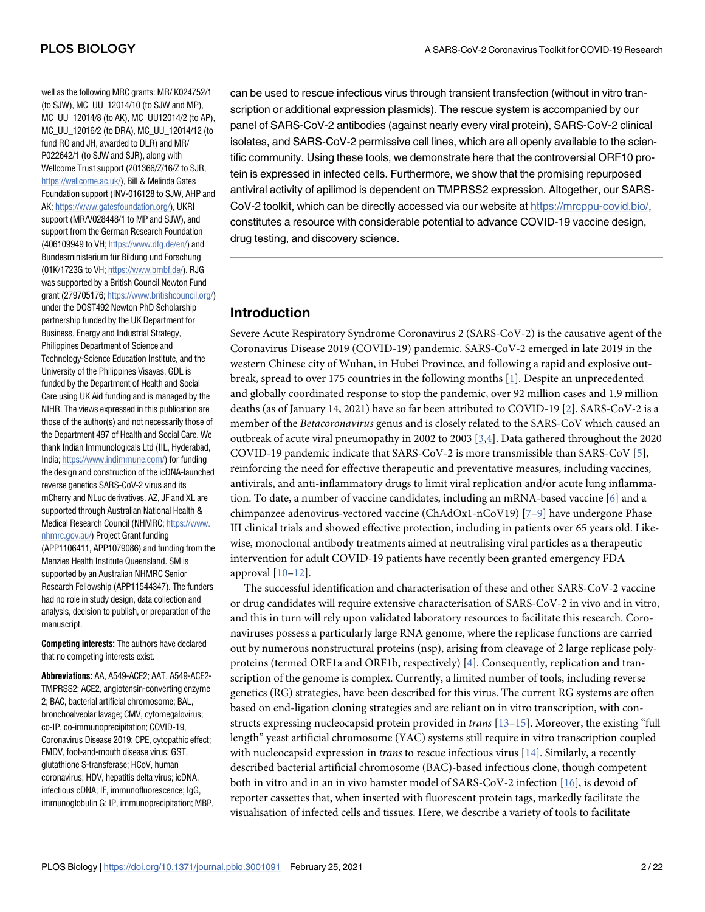well as the following MRC grants: MR/ K024752/1 (to SJW), MC_UU_12014/10 (to SJW and MP), MC_UU_12014/8 (to AK), MC_UU12014/2 (to AP), MC_UU_12016/2 (to DRA), MC_UU_12014/12 (to fund RO and JH, awarded to DLR) and MR/ P022642/1 (to SJW and SJR), along with Wellcome Trust support (201366/Z/16/Z to SJR, https://wellcome.ac.uk/), Bill & Melinda Gates Foundation support (INV-016128 to SJW, AHP and AK; https://www.gatesfoundation.org/), UKRI support (MR/V028448/1 to MP and SJW), and support from the German Research Foundation (406109949 to VH; https://www.dfg.de/en/) and Bundesministerium für Bildung und Forschung (01K/1723G to VH; https://www.bmbf.de/). RJG was supported by a British Council Newton Fund grant (279705176; https://www.britishcouncil.org/) under the DOST492 Newton PhD Scholarship partnership funded by the UK Department for Business, Energy and Industrial Strategy, Philippines Department of Science and Technology-Science Education Institute, and the University of the Philippines Visayas. GDL is funded by the Department of Health and Social Care using UK Aid funding and is managed by the NIHR. The views expressed in this publication are those of the author(s) and not necessarily those of the Department 497 of Health and Social Care. We thank Indian Immunologicals Ltd (IIL, Hyderabad, India; https://www.indimmune.com/) for funding the design and construction of the icDNA-launched reverse genetics SARS-CoV-2 virus and its mCherry and NLuc derivatives. AZ, JF and XL are supported through Australian National Health & Medical Research Council (NHMRC; https://www.nhmrc.gov.au/) Project Grant funding (APP1106411, APP1079086) and funding from the Menzies Health Institute Queensland. SM is supported by an Australian NHMRC Senior Research Fellowship (APP11544347). The funders had no role in study design, data collection and analysis, decision to publish, or preparation of the manuscript.

**Competing interests:** The authors have declared that no competing interests exist.

**Abbreviations:** AA, A549-ACE2; AAT, A549-ACE2-TMPRSS2; ACE2, angiotensin-converting enzyme 2; BAC, bacterial artificial chromosome; BAL, bronchoalveolar lavage; CMV, cytomegalovirus; co-IP, co-immunoprecipitation; COVID-19, Coronavirus Disease 2019; CPE, cytopathic effect; FMDV, foot-and-mouth disease virus; GST, glutathione S-transferase; HCoV, human coronavirus; HDV, hepatitis delta virus; icDNA, infectious cDNA; IF, immunofluorescence; IgG, immunoglobulin G; IP, immunoprecipitation; MBP,

can be used to rescue infectious virus through transient transfection (without in vitro transcription or additional expression plasmids). The rescue system is accompanied by our panel of SARS-CoV-2 antibodies (against nearly every viral protein), SARS-CoV-2 clinical isolates, and SARS-CoV-2 permissive cell lines, which are all openly available to the scientific community. Using these tools, we demonstrate here that the controversial ORF10 protein is expressed in infected cells. Furthermore, we show that the promising repurposed antiviral activity of apilimod is dependent on TMPRSS2 expression. Altogether, our SARS-CoV-2 toolkit, which can be directly accessed via our website at https://mrcppu-covid.bio/, constitutes a resource with considerable potential to advance COVID-19 vaccine design, drug testing, and discovery science.

## Introduction

Severe Acute Respiratory Syndrome Coronavirus 2 (SARS-CoV-2) is the causative agent of the Coronavirus Disease 2019 (COVID-19) pandemic. SARS-CoV-2 emerged in late 2019 in the western Chinese city of Wuhan, in Hubei Province, and following a rapid and explosive outbreak, spread to over 175 countries in the following months [1]. Despite an unprecedented and globally coordinated response to stop the pandemic, over 92 million cases and 1.9 million deaths (as of January 14, 2021) have so far been attributed to COVID-19 [2]. SARS-CoV-2 is a member of the *Betacoronavirus* genus and is closely related to the SARS-CoV which caused an outbreak of acute viral pneumopathy in 2002 to 2003 [3,4]. Data gathered throughout the 2020 COVID-19 pandemic indicate that SARS-CoV-2 is more transmissible than SARS-CoV [5], reinforcing the need for effective therapeutic and preventative measures, including vaccines, antivirals, and anti-inflammatory drugs to limit viral replication and/or acute lung inflammation. To date, a number of vaccine candidates, including an mRNA-based vaccine [6] and a chimpanzee adenovirus-vectored vaccine (ChAdOx1-nCoV19) [7–9] have undergone Phase III clinical trials and showed effective protection, including in patients over 65 years old. Likewise, monoclonal antibody treatments aimed at neutralising viral particles as a therapeutic intervention for adult COVID-19 patients have recently been granted emergency FDA approval [10–12].

The successful identification and characterisation of these and other SARS-CoV-2 vaccine or drug candidates will require extensive characterisation of SARS-CoV-2 in vivo and in vitro, and this in turn will rely upon validated laboratory resources to facilitate this research. Coronaviruses possess a particularly large RNA genome, where the replicase functions are carried out by numerous nonstructural proteins (nsp), arising from cleavage of 2 large replicase polyproteins (termed ORF1a and ORF1b, respectively) [4]. Consequently, replication and transcription of the genome is complex. Currently, a limited number of tools, including reverse genetics (RG) strategies, have been described for this virus. The current RG systems are often based on end-ligation cloning strategies and are reliant on in vitro transcription, with constructs expressing nucleocapsid protein provided in *trans* [13–15]. Moreover, the existing "full length" yeast artificial chromosome (YAC) systems still require in vitro transcription coupled with nucleocapsid expression in *trans* to rescue infectious virus [14]. Similarly, a recently described bacterial artificial chromosome (BAC)-based infectious clone, though competent both in vitro and in an in vivo hamster model of SARS-CoV-2 infection [16], is devoid of reporter cassettes that, when inserted with fluorescent protein tags, markedly facilitate the visualisation of infected cells and tissues. Here, we describe a variety of tools to facilitate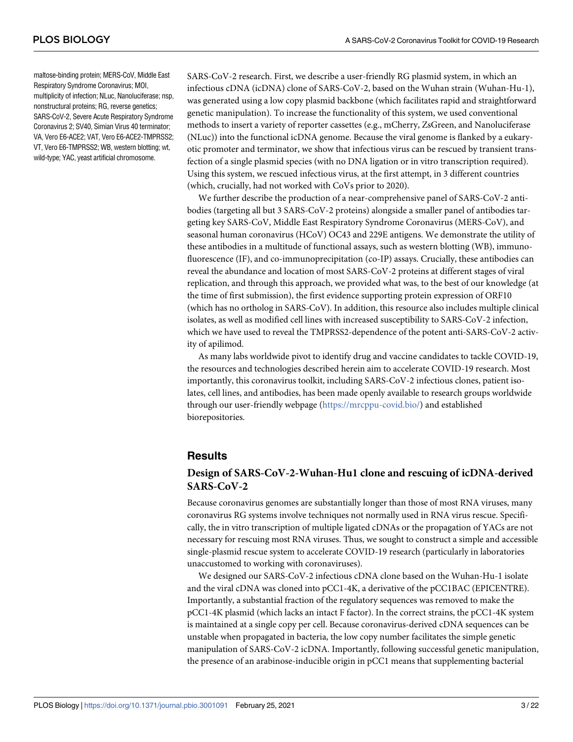maltose-binding protein; MERS-CoV, Middle East Respiratory Syndrome Coronavirus; MOI, multiplicity of infection; NLuc, Nanoluciferase; nsp, nonstructural proteins; RG, reverse genetics; SARS-CoV-2, Severe Acute Respiratory Syndrome Coronavirus 2; SV40, Simian Virus 40 terminator; VA, Vero E6-ACE2; VAT, Vero E6-ACE2-TMPRSS2; VT, Vero E6-TMPRSS2; WB, western blotting; wt, wild-type; YAC, yeast artificial chromosome.

SARS-CoV-2 research. First, we describe a user-friendly RG plasmid system, in which an infectious cDNA (icDNA) clone of SARS-CoV-2, based on the Wuhan strain (Wuhan-Hu-1), was generated using a low copy plasmid backbone (which facilitates rapid and straightforward genetic manipulation). To increase the functionality of this system, we used conventional methods to insert a variety of reporter cassettes (e.g., mCherry, ZsGreen, and Nanoluciferase (NLuc)) into the functional icDNA genome. Because the viral genome is flanked by a eukaryotic promoter and terminator, we show that infectious virus can be rescued by transient transfection of a single plasmid species (with no DNA ligation or in vitro transcription required). Using this system, we rescued infectious virus, at the first attempt, in 3 different countries (which, crucially, had not worked with CoVs prior to 2020).

We further describe the production of a near-comprehensive panel of SARS-CoV-2 antibodies (targeting all but 3 SARS-CoV-2 proteins) alongside a smaller panel of antibodies targeting key SARS-CoV, Middle East Respiratory Syndrome Coronavirus (MERS-CoV), and seasonal human coronavirus (HCoV) OC43 and 229E antigens. We demonstrate the utility of these antibodies in a multitude of functional assays, such as western blotting (WB), immunofluorescence (IF), and co-immunoprecipitation (co-IP) assays. Crucially, these antibodies can reveal the abundance and location of most SARS-CoV-2 proteins at different stages of viral replication, and through this approach, we provided what was, to the best of our knowledge (at the time of first submission), the first evidence supporting protein expression of ORF10 (which has no ortholog in SARS-CoV). In addition, this resource also includes multiple clinical isolates, as well as modified cell lines with increased susceptibility to SARS-CoV-2 infection, which we have used to reveal the TMPRSS2-dependence of the potent anti-SARS-CoV-2 activity of apilimod.

As many labs worldwide pivot to identify drug and vaccine candidates to tackle COVID-19, the resources and technologies described herein aim to accelerate COVID-19 research. Most importantly, this coronavirus toolkit, including SARS-CoV-2 infectious clones, patient isolates, cell lines, and antibodies, has been made openly available to research groups worldwide through our user-friendly webpage (https://mrcppu-covid.bio/) and established biorepositories.

## Results

### Design of SARS-CoV-2-Wuhan-Hu1 clone and rescuing of icDNA-derived SARS-CoV-2

Because coronavirus genomes are substantially longer than those of most RNA viruses, many coronavirus RG systems involve techniques not normally used in RNA virus rescue. Specifically, the in vitro transcription of multiple ligated cDNAs or the propagation of YACs are not necessary for rescuing most RNA viruses. Thus, we sought to construct a simple and accessible single-plasmid rescue system to accelerate COVID-19 research (particularly in laboratories unaccustomed to working with coronaviruses).

We designed our SARS-CoV-2 infectious cDNA clone based on the Wuhan-Hu-1 isolate and the viral cDNA was cloned into pCC1-4K, a derivative of the pCC1BAC (EPICENTRE). Importantly, a substantial fraction of the regulatory sequences was removed to make the pCC1-4K plasmid (which lacks an intact F factor). In the correct strains, the pCC1-4K system is maintained at a single copy per cell. Because coronavirus-derived cDNA sequences can be unstable when propagated in bacteria, the low copy number facilitates the simple genetic manipulation of SARS-CoV-2 icDNA. Importantly, following successful genetic manipulation, the presence of an arabinose-inducible origin in pCC1 means that supplementing bacterial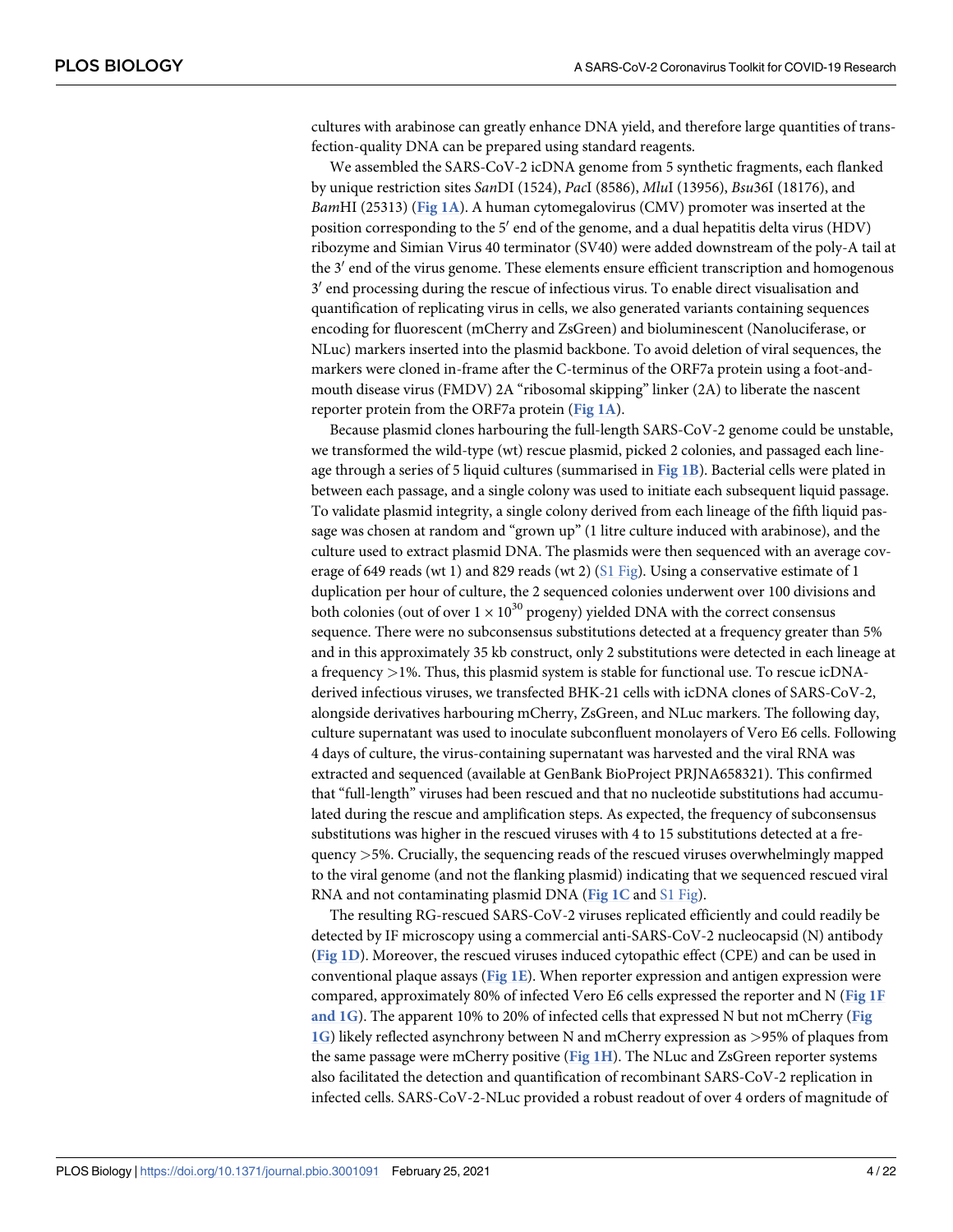cultures with arabinose can greatly enhance DNA yield, and therefore large quantities of transfection-quality DNA can be prepared using standard reagents.

We assembled the SARS-CoV-2 icDNA genome from 5 synthetic fragments, each flanked by unique restriction sites *San*DI (1524), *Pac*I (8586), *Mlu*I (13956), *Bsu*36I (18176), and *Bam*HI (25313) (Fig 1A). A human cytomegalovirus (CMV) promoter was inserted at the position corresponding to the 5′ end of the genome, and a dual hepatitis delta virus (HDV) ribozyme and Simian Virus 40 terminator (SV40) were added downstream of the poly-A tail at the 3′ end of the virus genome. These elements ensure efficient transcription and homogenous 3′ end processing during the rescue of infectious virus. To enable direct visualisation and quantification of replicating virus in cells, we also generated variants containing sequences encoding for fluorescent (mCherry and ZsGreen) and bioluminescent (Nanoluciferase, or NLuc) markers inserted into the plasmid backbone. To avoid deletion of viral sequences, the markers were cloned in-frame after the C-terminus of the ORF7a protein using a foot-and-mouth disease virus (FMDV) 2A "ribosomal skipping" linker (2A) to liberate the nascent reporter protein from the ORF7a protein (Fig 1A).

Because plasmid clones harbouring the full-length SARS-CoV-2 genome could be unstable, we transformed the wild-type (wt) rescue plasmid, picked 2 colonies, and passaged each lineage through a series of 5 liquid cultures (summarised in Fig 1B). Bacterial cells were plated in between each passage, and a single colony was used to initiate each subsequent liquid passage. To validate plasmid integrity, a single colony derived from each lineage of the fifth liquid passage was chosen at random and "grown up" (1 litre culture induced with arabinose), and the culture used to extract plasmid DNA. The plasmids were then sequenced with an average coverage of 649 reads (wt 1) and 829 reads (wt 2) (S1 Fig). Using a conservative estimate of 1 duplication per hour of culture, the 2 sequenced colonies underwent over 100 divisions and both colonies (out of over $1 \times 10^{30}$ progeny) yielded DNA with the correct consensus sequence. There were no subconsensus substitutions detected at a frequency greater than 5% and in this approximately 35 kb construct, only 2 substitutions were detected in each lineage at a frequency >1%. Thus, this plasmid system is stable for functional use. To rescue icDNA-derived infectious viruses, we transfected BHK-21 cells with icDNA clones of SARS-CoV-2, alongside derivatives harbouring mCherry, ZsGreen, and NLuc markers. The following day, culture supernatant was used to inoculate subconfluent monolayers of Vero E6 cells. Following 4 days of culture, the virus-containing supernatant was harvested and the viral RNA was extracted and sequenced (available at GenBank BioProject PRJNA658321). This confirmed that "full-length" viruses had been rescued and that no nucleotide substitutions had accumulated during the rescue and amplification steps. As expected, the frequency of subconsensus substitutions was higher in the rescued viruses with 4 to 15 substitutions detected at a frequency >5%. Crucially, the sequencing reads of the rescued viruses overwhelmingly mapped to the viral genome (and not the flanking plasmid) indicating that we sequenced rescued viral RNA and not contaminating plasmid DNA (Fig 1C and S1 Fig).

The resulting RG-rescued SARS-CoV-2 viruses replicated efficiently and could readily be detected by IF microscopy using a commercial anti-SARS-CoV-2 nucleocapsid (N) antibody (Fig 1D). Moreover, the rescued viruses induced cytopathic effect (CPE) and can be used in conventional plaque assays (Fig 1E). When reporter expression and antigen expression were compared, approximately 80% of infected Vero E6 cells expressed the reporter and N (Fig 1F and 1G). The apparent 10% to 20% of infected cells that expressed N but not mCherry (Fig 1G) likely reflected asynchrony between N and mCherry expression as >95% of plaques from the same passage were mCherry positive (Fig 1H). The NLuc and ZsGreen reporter systems also facilitated the detection and quantification of recombinant SARS-CoV-2 replication in infected cells. SARS-CoV-2-NLuc provided a robust readout of over 4 orders of magnitude of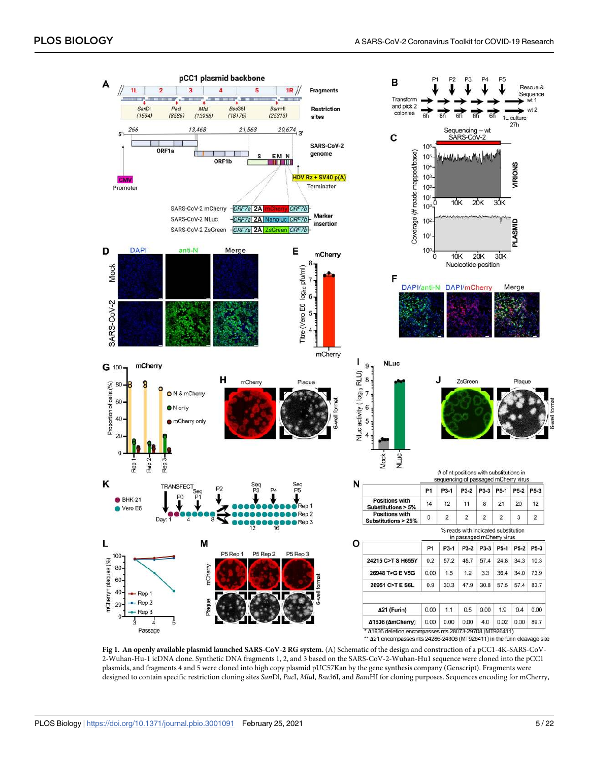**Fig 1. An openly available plasmid launched SARS-CoV-2 RG system.** (A) Schematic of the design and construction of a pCC1-4K-SARS-CoV-2-Wuhan-Hu-1 icDNA clone. Synthetic DNA fragments 1, 2, and 3 based on the SARS-CoV-2-Wuhan-Hu1 sequence were cloned into the pCC1 plasmids, and fragments 4 and 5 were cloned into high copy plasmid pUC57Kan by the gene synthesis company (Genscript). Fragments were designed to contain specific restriction cloning sites *San*DI, *Pac*I, *Mlu*I, *Bsu36*I, and *Bam*HI for cloning purposes. Sequences encoding for mCherry,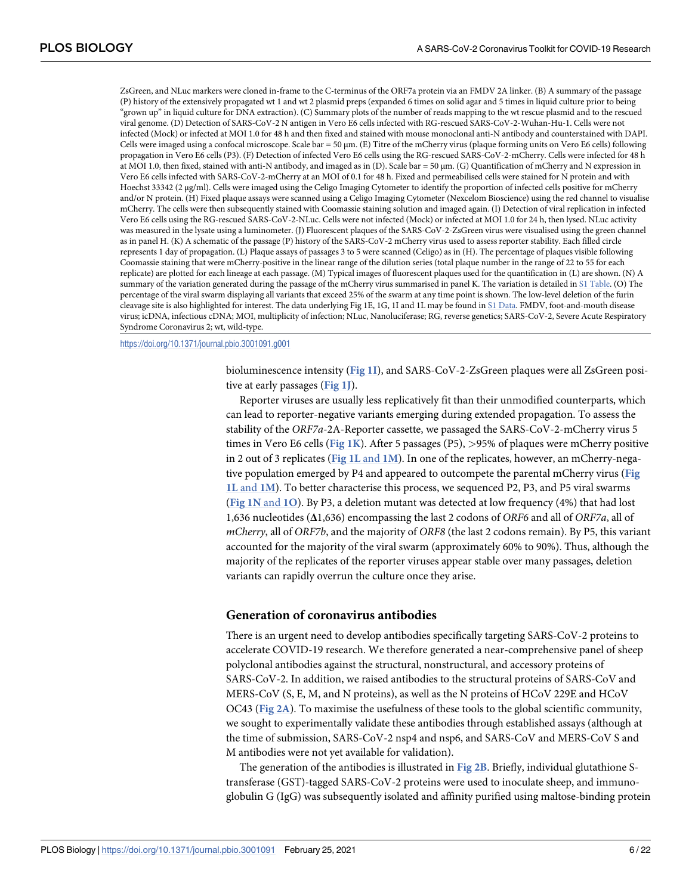ZsGreen, and NLuc markers were cloned in-frame to the C-terminus of the ORF7a protein via an FMDV 2A linker. (B) A summary of the passage (P) history of the extensively propagated wt 1 and wt 2 plasmid preps (expanded 6 times on solid agar and 5 times in liquid culture prior to being "grown up" in liquid culture for DNA extraction). (C) Summary plots of the number of reads mapping to the wt rescue plasmid and to the rescued viral genome. (D) Detection of SARS-CoV-2 N antigen in Vero E6 cells infected with RG-rescued SARS-CoV-2-Wuhan-Hu-1. Cells were not infected (Mock) or infected at MOI 1.0 for 48 h and then fixed and stained with mouse monoclonal anti-N antibody and counterstained with DAPI. Cells were imaged using a confocal microscope. Scale bar = 50 μm. (E) Titre of the mCherry virus (plaque forming units on Vero E6 cells) following propagation in Vero E6 cells (P3). (F) Detection of infected Vero E6 cells using the RG-rescued SARS-CoV-2-mCherry. Cells were infected for 48 h at MOI 1.0, then fixed, stained with anti-N antibody, and imaged as in (D). Scale bar = 50 μm. (G) Quantification of mCherry and N expression in Vero E6 cells infected with SARS-CoV-2-mCherry at an MOI of 0.1 for 48 h. Fixed and permeabilised cells were stained for N protein and with Hoechst 33342 (2 μg/ml). Cells were imaged using the Celigo Imaging Cytometer to identify the proportion of infected cells positive for mCherry and/or N protein. (H) Fixed plaque assays were scanned using a Celigo Imaging Cytometer (Nexcelom Bioscience) using the red channel to visualise mCherry. The cells were then subsequently stained with Coomassie staining solution and imaged again. (I) Detection of viral replication in infected Vero E6 cells using the RG-rescued SARS-CoV-2-NLuc. Cells were not infected (Mock) or infected at MOI 1.0 for 24 h, then lysed. NLuc activity was measured in the lysate using a luminometer. (J) Fluorescent plaques of the SARS-CoV-2-ZsGreen virus were visualised using the green channel as in panel H. (K) A schematic of the passage (P) history of the SARS-CoV-2 mCherry virus used to assess reporter stability. Each filled circle represents 1 day of propagation. (L) Plaque assays of passages 3 to 5 were scanned (Celigo) as in (H). The percentage of plaques visible following Coomassie staining that were mCherry-positive in the linear range of the dilution series (total plaque number in the range of 22 to 55 for each replicate) are plotted for each lineage at each passage. (M) Typical images of fluorescent plaques used for the quantification in (L) are shown. (N) A summary of the variation generated during the passage of the mCherry virus summarised in panel K. The variation is detailed in S1 Table. (O) The percentage of the viral swarm displaying all variants that exceed 25% of the swarm at any time point is shown. The low-level deletion of the furin cleavage site is also highlighted for interest. The data underlying Fig 1E, 1G, 1I and 1L may be found in S1 Data. FMDV, foot-and-mouth disease virus; icDNA, infectious cDNA; MOI, multiplicity of infection; NLuc, Nanoluciferase; RG, reverse genetics; SARS-CoV-2, Severe Acute Respiratory Syndrome Coronavirus 2; wt, wild-type.

https://doi.org/10.1371/journal.pbio.3001091.g001

bioluminescence intensity (Fig 1I), and SARS-CoV-2-ZsGreen plaques were all ZsGreen positive at early passages (Fig 1J).

Reporter viruses are usually less replicatively fit than their unmodified counterparts, which can lead to reporter-negative variants emerging during extended propagation. To assess the stability of the *ORF7a*-2A-Reporter cassette, we passaged the SARS-CoV-2-mCherry virus 5 times in Vero E6 cells (Fig 1K). After 5 passages (P5), >95% of plaques were mCherry positive in 2 out of 3 replicates (Fig 1L and 1M). In one of the replicates, however, an mCherry-negative population emerged by P4 and appeared to outcompete the parental mCherry virus (Fig 1L and 1M). To better characterise this process, we sequenced P2, P3, and P5 viral swarms (Fig 1N and 1O). By P3, a deletion mutant was detected at low frequency (4%) that had lost 1,636 nucleotides (**Δ**1,636) encompassing the last 2 codons of *ORF6* and all of *ORF7a*, all of *mCherry*, all of *ORF7b*, and the majority of *ORF8* (the last 2 codons remain). By P5, this variant accounted for the majority of the viral swarm (approximately 60% to 90%). Thus, although the majority of the replicates of the reporter viruses appear stable over many passages, deletion variants can rapidly overrun the culture once they arise.

## Generation of coronavirus antibodies

There is an urgent need to develop antibodies specifically targeting SARS-CoV-2 proteins to accelerate COVID-19 research. We therefore generated a near-comprehensive panel of sheep polyclonal antibodies against the structural, nonstructural, and accessory proteins of SARS-CoV-2. In addition, we raised antibodies to the structural proteins of SARS-CoV and MERS-CoV (S, E, M, and N proteins), as well as the N proteins of HCoV 229E and HCoV OC43 (Fig 2A). To maximise the usefulness of these tools to the global scientific community, we sought to experimentally validate these antibodies through established assays (although at the time of submission, SARS-CoV-2 nsp4 and nsp6, and SARS-CoV and MERS-CoV S and M antibodies were not yet available for validation).

The generation of the antibodies is illustrated in Fig 2B. Briefly, individual glutathione S-transferase (GST)-tagged SARS-CoV-2 proteins were used to inoculate sheep, and immunoglobulin G (IgG) was subsequently isolated and affinity purified using maltose-binding protein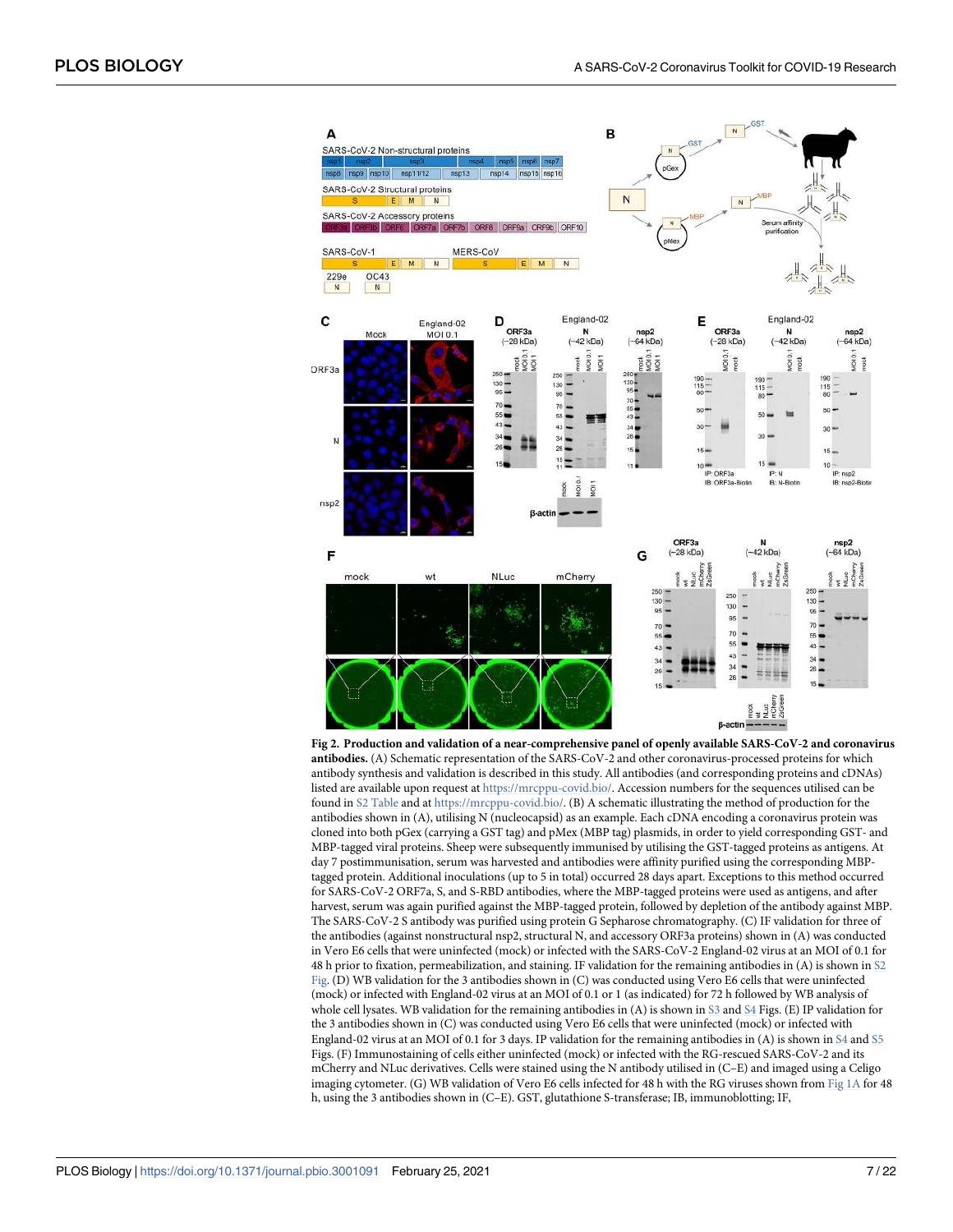**Fig 2. Production and validation of a near-comprehensive panel of openly available SARS-CoV-2 and coronavirus antibodies.** (A) Schematic representation of the SARS-CoV-2 and other coronavirus-processed proteins for which antibody synthesis and validation is described in this study. All antibodies (and corresponding proteins and cDNAs) listed are available upon request at https://mrcppu-covid.bio/. Accession numbers for the sequences utilised can be found in S2 Table and at https://mrcppu-covid.bio/. (B) A schematic illustrating the method of production for the antibodies shown in (A), utilising N (nucleocapsid) as an example. Each cDNA encoding a coronavirus protein was cloned into both pGex (carrying a GST tag) and pMex (MBP tag) plasmids, in order to yield corresponding GST- and MBP-tagged viral proteins. Sheep were subsequently immunised by utilising the GST-tagged proteins as antigens. At day 7 postimmunisation, serum was harvested and antibodies were affinity purified using the corresponding MBP-tagged protein. Additional inoculations (up to 5 in total) occurred 28 days apart. Exceptions to this method occurred for SARS-CoV-2 ORF7a, S, and S-RBD antibodies, where the MBP-tagged proteins were used as antigens, and after harvest, serum was again purified against the MBP-tagged protein, followed by depletion of the antibody against MBP. The SARS-CoV-2 S antibody was purified using protein G Sepharose chromatography. (C) IF validation for three of the antibodies (against nonstructural nsp2, structural N, and accessory ORF3a proteins) shown in (A) was conducted in Vero E6 cells that were uninfected (mock) or infected with the SARS-CoV-2 England-02 virus at an MOI of 0.1 for 48 h prior to fixation, permeabilization, and staining. IF validation for the remaining antibodies in (A) is shown in S2 Fig. (D) WB validation for the 3 antibodies shown in (C) was conducted using Vero E6 cells that were uninfected (mock) or infected with England-02 virus at an MOI of 0.1 or 1 (as indicated) for 72 h followed by WB analysis of whole cell lysates. WB validation for the remaining antibodies in (A) is shown in S3 and S4 Figs. (E) IP validation for the 3 antibodies shown in (C) was conducted using Vero E6 cells that were uninfected (mock) or infected with England-02 virus at an MOI of 0.1 for 3 days. IP validation for the remaining antibodies in (A) is shown in S4 and S5 Figs. (F) Immunostaining of cells either uninfected (mock) or infected with the RG-rescued SARS-CoV-2 and its mCherry and NLuc derivatives. Cells were stained using the N antibody utilised in (C–E) and imaged using a Celigo imaging cytometer. (G) WB validation of Vero E6 cells infected for 48 h with the RG viruses shown from Fig 1A for 48 h, using the 3 antibodies shown in (C–E). GST, glutathione S-transferase; IB, immunoblotting; IF,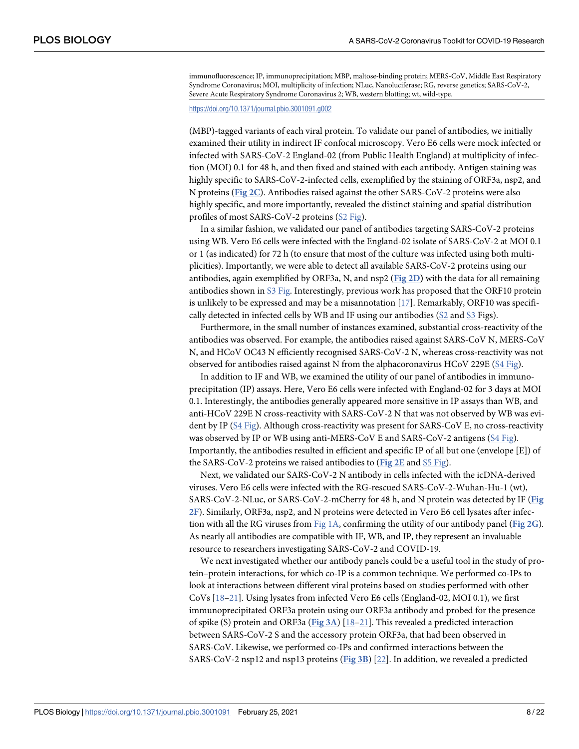immunofluorescence; IP, immunoprecipitation; MBP, maltose-binding protein; MERS-CoV, Middle East Respiratory Syndrome Coronavirus; MOI, multiplicity of infection; NLuc, Nanoluciferase; RG, reverse genetics; SARS-CoV-2, Severe Acute Respiratory Syndrome Coronavirus 2; WB, western blotting; wt, wild-type.

https://doi.org/10.1371/journal.pbio.3001091.g002

(MBP)-tagged variants of each viral protein. To validate our panel of antibodies, we initially examined their utility in indirect IF confocal microscopy. Vero E6 cells were mock infected or infected with SARS-CoV-2 England-02 (from Public Health England) at multiplicity of infection (MOI) 0.1 for 48 h, and then fixed and stained with each antibody. Antigen staining was highly specific to SARS-CoV-2-infected cells, exemplified by the staining of ORF3a, nsp2, and N proteins (**Fig 2C**). Antibodies raised against the other SARS-CoV-2 proteins were also highly specific, and more importantly, revealed the distinct staining and spatial distribution profiles of most SARS-CoV-2 proteins (S2 Fig).

In a similar fashion, we validated our panel of antibodies targeting SARS-CoV-2 proteins using WB. Vero E6 cells were infected with the England-02 isolate of SARS-CoV-2 at MOI 0.1 or 1 (as indicated) for 72 h (to ensure that most of the culture was infected using both multiplicities). Importantly, we were able to detect all available SARS-CoV-2 proteins using our antibodies, again exemplified by ORF3a, N, and nsp2 (**Fig 2D**) with the data for all remaining antibodies shown in S3 Fig. Interestingly, previous work has proposed that the ORF10 protein is unlikely to be expressed and may be a misannotation [17]. Remarkably, ORF10 was specifically detected in infected cells by WB and IF using our antibodies (S2 and S3 Figs).

Furthermore, in the small number of instances examined, substantial cross-reactivity of the antibodies was observed. For example, the antibodies raised against SARS-CoV N, MERS-CoV N, and HCoV OC43 N efficiently recognised SARS-CoV-2 N, whereas cross-reactivity was not observed for antibodies raised against N from the alphacoronavirus HCoV 229E (S4 Fig).

In addition to IF and WB, we examined the utility of our panel of antibodies in immunoprecipitation (IP) assays. Here, Vero E6 cells were infected with England-02 for 3 days at MOI 0.1. Interestingly, the antibodies generally appeared more sensitive in IP assays than WB, and anti-HCoV 229E N cross-reactivity with SARS-CoV-2 N that was not observed by WB was evident by IP (S4 Fig). Although cross-reactivity was present for SARS-CoV E, no cross-reactivity was observed by IP or WB using anti-MERS-CoV E and SARS-CoV-2 antigens (S4 Fig). Importantly, the antibodies resulted in efficient and specific IP of all but one (envelope [E]) of the SARS-CoV-2 proteins we raised antibodies to (**Fig 2E** and S5 Fig).

Next, we validated our SARS-CoV-2 N antibody in cells infected with the icDNA-derived viruses. Vero E6 cells were infected with the RG-rescued SARS-CoV-2-Wuhan-Hu-1 (wt), SARS-CoV-2-NLuc, or SARS-CoV-2-mCherry for 48 h, and N protein was detected by IF (**Fig 2F**). Similarly, ORF3a, nsp2, and N proteins were detected in Vero E6 cell lysates after infection with all the RG viruses from Fig 1A, confirming the utility of our antibody panel (**Fig 2G**). As nearly all antibodies are compatible with IF, WB, and IP, they represent an invaluable resource to researchers investigating SARS-CoV-2 and COVID-19.

We next investigated whether our antibody panels could be a useful tool in the study of protein–protein interactions, for which co-IP is a common technique. We performed co-IPs to look at interactions between different viral proteins based on studies performed with other CoVs [18–21]. Using lysates from infected Vero E6 cells (England-02, MOI 0.1), we first immunoprecipitated ORF3a protein using our ORF3a antibody and probed for the presence of spike (S) protein and ORF3a (**Fig 3A**) [18–21]. This revealed a predicted interaction between SARS-CoV-2 S and the accessory protein ORF3a, that had been observed in SARS-CoV. Likewise, we performed co-IPs and confirmed interactions between the SARS-CoV-2 nsp12 and nsp13 proteins (**Fig 3B**) [22]. In addition, we revealed a predicted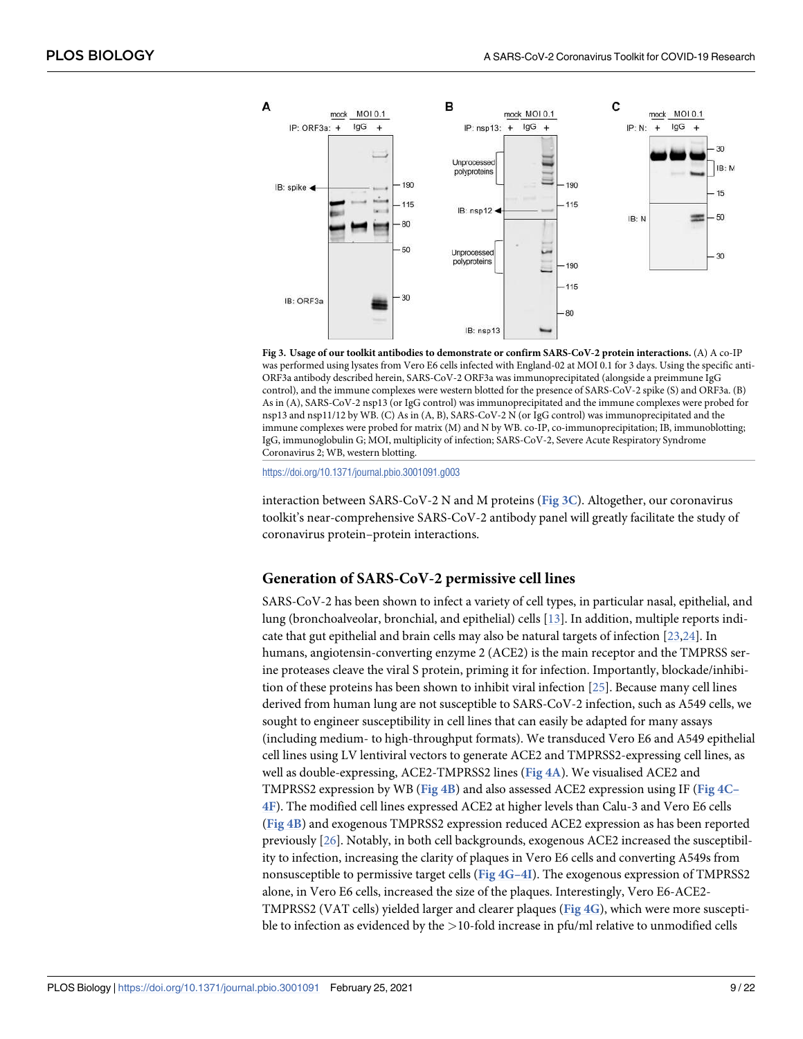**Fig 3. Usage of our toolkit antibodies to demonstrate or confirm SARS-CoV-2 protein interactions.** (A) A co-IP was performed using lysates from Vero E6 cells infected with England-02 at MOI 0.1 for 3 days. Using the specific anti-ORF3a antibody described herein, SARS-CoV-2 ORF3a was immunoprecipitated (alongside a preimmune IgG control), and the immune complexes were western blotted for the presence of SARS-CoV-2 spike (S) and ORF3a. (B) As in (A), SARS-CoV-2 nsp13 (or IgG control) was immunoprecipitated and the immune complexes were probed for nsp13 and nsp11/12 by WB. (C) As in (A, B), SARS-CoV-2 N (or IgG control) was immunoprecipitated and the immune complexes were probed for matrix (M) and N by WB. co-IP, co-immunoprecipitation; IB, immunoblotting; IgG, immunoglobulin G; MOI, multiplicity of infection; SARS-CoV-2, Severe Acute Respiratory Syndrome Coronavirus 2; WB, western blotting.

https://doi.org/10.1371/journal.pbio.3001091.g003

interaction between SARS-CoV-2 N and M proteins (Fig 3C). Altogether, our coronavirus toolkit's near-comprehensive SARS-CoV-2 antibody panel will greatly facilitate the study of coronavirus protein–protein interactions.

## Generation of SARS-CoV-2 permissive cell lines

SARS-CoV-2 has been shown to infect a variety of cell types, in particular nasal, epithelial, and lung (bronchoalveolar, bronchial, and epithelial) cells [13]. In addition, multiple reports indicate that gut epithelial and brain cells may also be natural targets of infection [23,24]. In humans, angiotensin-converting enzyme 2 (ACE2) is the main receptor and the TMPRSS serine proteases cleave the viral S protein, priming it for infection. Importantly, blockade/inhibition of these proteins has been shown to inhibit viral infection [25]. Because many cell lines derived from human lung are not susceptible to SARS-CoV-2 infection, such as A549 cells, we sought to engineer susceptibility in cell lines that can easily be adapted for many assays (including medium- to high-throughput formats). We transduced Vero E6 and A549 epithelial cell lines using LV lentiviral vectors to generate ACE2 and TMPRSS2-expressing cell lines, as well as double-expressing, ACE2-TMPRSS2 lines (Fig 4A). We visualised ACE2 and TMPRSS2 expression by WB (Fig 4B) and also assessed ACE2 expression using IF (Fig 4C–4F). The modified cell lines expressed ACE2 at higher levels than Calu-3 and Vero E6 cells (Fig 4B) and exogenous TMPRSS2 expression reduced ACE2 expression as has been reported previously [26]. Notably, in both cell backgrounds, exogenous ACE2 increased the susceptibility to infection, increasing the clarity of plaques in Vero E6 cells and converting A549s from nonsusceptible to permissive target cells (Fig 4G–4I). The exogenous expression of TMPRSS2 alone, in Vero E6 cells, increased the size of the plaques. Interestingly, Vero E6-ACE2-TMPRSS2 (VAT cells) yielded larger and clearer plaques (Fig 4G), which were more susceptible to infection as evidenced by the >10-fold increase in pfu/ml relative to unmodified cells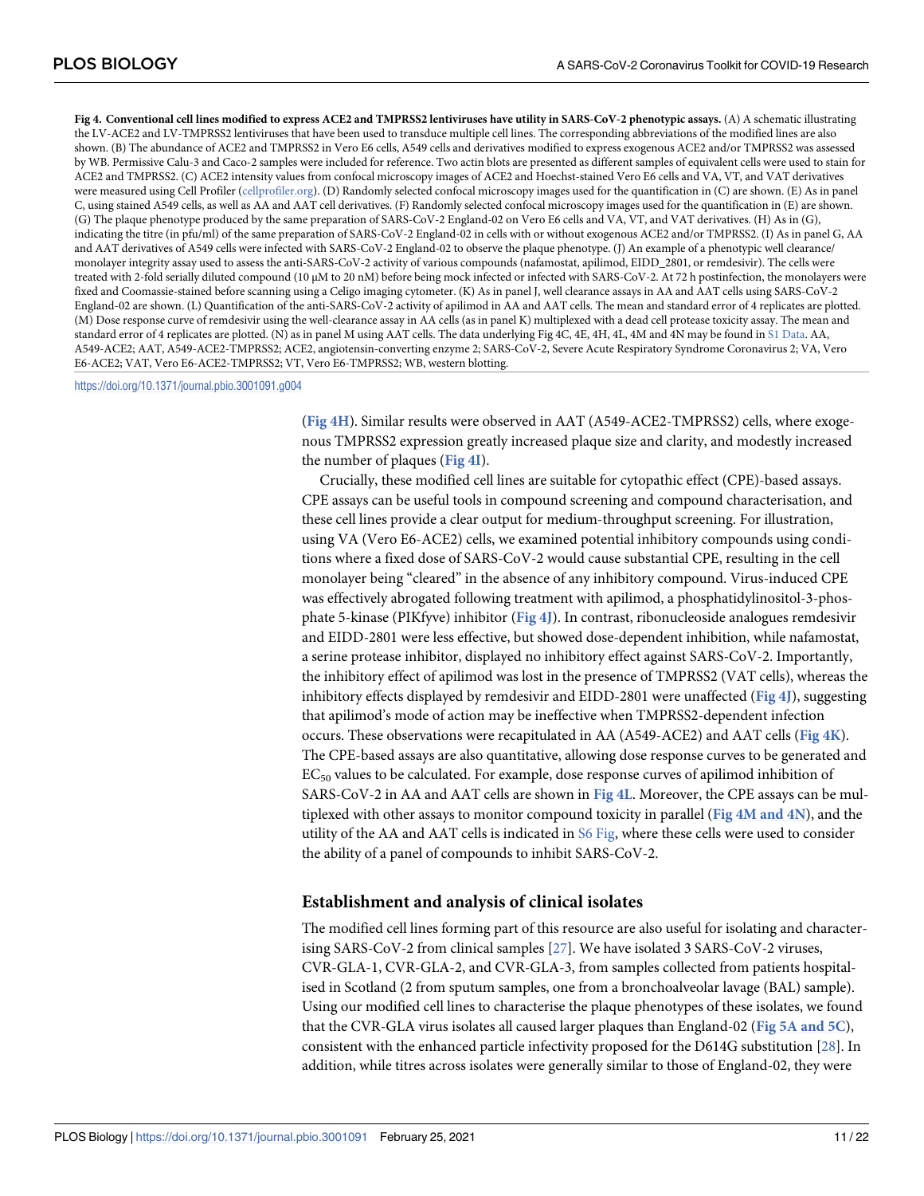**Fig 4. Conventional cell lines modified to express ACE2 and TMPRSS2 lentiviruses have utility in SARS-CoV-2 phenotypic assays.** (A) A schematic illustrating the LV-ACE2 and LV-TMPRSS2 lentiviruses that have been used to transduce multiple cell lines. The corresponding abbreviations of the modified lines are also shown. (B) The abundance of ACE2 and TMPRSS2 in Vero E6 cells, A549 cells and derivatives modified to express exogenous ACE2 and/or TMPRSS2 was assessed by WB. Permissive Calu-3 and Caco-2 samples were included for reference. Two actin blots are presented as different samples of equivalent cells were used to stain for ACE2 and TMPRSS2. (C) ACE2 intensity values from confocal microscopy images of ACE2 and Hoechst-stained Vero E6 cells and VA, VT, and VAT derivatives were measured using Cell Profiler (cellprofiler.org). (D) Randomly selected confocal microscopy images used for the quantification in (C) are shown. (E) As in panel C, using stained A549 cells, as well as AA and AAT cell derivatives. (F) Randomly selected confocal microscopy images used for the quantification in (E) are shown. (G) The plaque phenotype produced by the same preparation of SARS-CoV-2 England-02 on Vero E6 cells and VA, VT, and VAT derivatives. (H) As in (G), indicating the titre (in pfu/ml) of the same preparation of SARS-CoV-2 England-02 in cells with or without exogenous ACE2 and/or TMPRSS2. (I) As in panel G, AA and AAT derivatives of A549 cells were infected with SARS-CoV-2 England-02 to observe the plaque phenotype. (J) An example of a phenotypic well clearance/ monolayer integrity assay used to assess the anti-SARS-CoV-2 activity of various compounds (nafamostat, apilimod, EIDD_2801, or remdesivir). The cells were treated with 2-fold serially diluted compound (10 μM to 20 nM) before being mock infected or infected with SARS-CoV-2. At 72 h postinfection, the monolayers were fixed and Coomassie-stained before scanning using a Celigo imaging cytometer. (K) As in panel J, well clearance assays in AA and AAT cells using SARS-CoV-2 England-02 are shown. (L) Quantification of the anti-SARS-CoV-2 activity of apilimod in AA and AAT cells. The mean and standard error of 4 replicates are plotted. (M) Dose response curve of remdesivir using the well-clearance assay in AA cells (as in panel K) multiplexed with a dead cell protease toxicity assay. The mean and standard error of 4 replicates are plotted. (N) as in panel M using AAT cells. The data underlying Fig 4C, 4E, 4H, 4L, 4M and 4N may be found in S1 Data. AA, A549-ACE2; AAT, A549-ACE2-TMPRSS2; ACE2, angiotensin-converting enzyme 2; SARS-CoV-2, Severe Acute Respiratory Syndrome Coronavirus 2; VA, Vero E6-ACE2; VAT, Vero E6-ACE2-TMPRSS2; VT, Vero E6-TMPRSS2; WB, western blotting.

https://doi.org/10.1371/journal.pbio.3001091.g004

(Fig 4H). Similar results were observed in AAT (A549-ACE2-TMPRSS2) cells, where exogenous TMPRSS2 expression greatly increased plaque size and clarity, and modestly increased the number of plaques (Fig 4I).

Crucially, these modified cell lines are suitable for cytopathic effect (CPE)-based assays. CPE assays can be useful tools in compound screening and compound characterisation, and these cell lines provide a clear output for medium-throughput screening. For illustration, using VA (Vero E6-ACE2) cells, we examined potential inhibitory compounds using conditions where a fixed dose of SARS-CoV-2 would cause substantial CPE, resulting in the cell monolayer being "cleared" in the absence of any inhibitory compound. Virus-induced CPE was effectively abrogated following treatment with apilimod, a phosphatidylinositol-3-phosphate 5-kinase (PIKfyve) inhibitor (Fig 4J). In contrast, ribonucleoside analogues remdesivir and EIDD-2801 were less effective, but showed dose-dependent inhibition, while nafamostat, a serine protease inhibitor, displayed no inhibitory effect against SARS-CoV-2. Importantly, the inhibitory effect of apilimod was lost in the presence of TMPRSS2 (VAT cells), whereas the inhibitory effects displayed by remdesivir and EIDD-2801 were unaffected (Fig 4J), suggesting that apilimod's mode of action may be ineffective when TMPRSS2-dependent infection occurs. These observations were recapitulated in AA (A549-ACE2) and AAT cells (Fig 4K). The CPE-based assays are also quantitative, allowing dose response curves to be generated and $EC_{50}$ values to be calculated. For example, dose response curves of apilimod inhibition of SARS-CoV-2 in AA and AAT cells are shown in Fig 4L. Moreover, the CPE assays can be multiplexed with other assays to monitor compound toxicity in parallel (Fig 4M and 4N), and the utility of the AA and AAT cells is indicated in S6 Fig, where these cells were used to consider the ability of a panel of compounds to inhibit SARS-CoV-2.

## Establishment and analysis of clinical isolates

The modified cell lines forming part of this resource are also useful for isolating and characterising SARS-CoV-2 from clinical samples [27]. We have isolated 3 SARS-CoV-2 viruses, CVR-GLA-1, CVR-GLA-2, and CVR-GLA-3, from samples collected from patients hospitalised in Scotland (2 from sputum samples, one from a bronchoalveolar lavage (BAL) sample). Using our modified cell lines to characterise the plaque phenotypes of these isolates, we found that the CVR-GLA virus isolates all caused larger plaques than England-02 (Fig 5A and 5C), consistent with the enhanced particle infectivity proposed for the D614G substitution [28]. In addition, while titres across isolates were generally similar to those of England-02, they were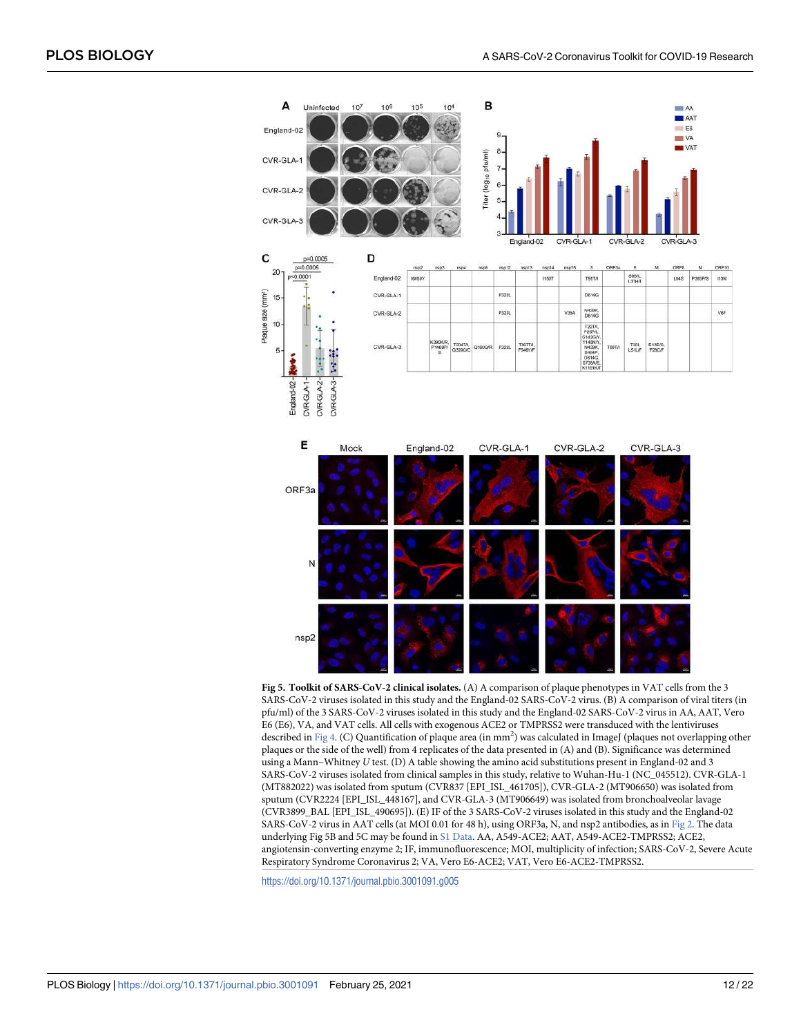**Fig 5. Toolkit of SARS-CoV-2 clinical isolates.** (A) A comparison of plaque phenotypes in VAT cells from the 3 SARS-CoV-2 viruses isolated in this study and the England-02 SARS-CoV-2 virus. (B) A comparison of viral titers (in pfu/ml) of the 3 SARS-CoV-2 viruses isolated in this study and the England-02 SARS-CoV-2 virus in AA, AAT, Vero E6 (E6), VA, and VAT cells. All cells with exogenous ACE2 or TMPRSS2 were transduced with the lentiviruses described in Fig 4. (C) Quantification of plaque area (in mm$^2$) was calculated in ImageJ (plaques not overlapping other plaques or the side of the well) from 4 replicates of the data presented in (A) and (B). Significance was determined using a Mann–Whitney *U* test. (D) A table showing the amino acid substitutions present in England-02 and 3 SARS-CoV-2 viruses isolated from clinical samples in this study, relative to Wuhan-Hu-1 (NC_045512). CVR-GLA-1 (MT882022) was isolated from sputum (CVR837 [EPI_ISL_461705]), CVR-GLA-2 (MT906650) was isolated from sputum (CVR2224 [EPI_ISL_448167], and CVR-GLA-3 (MT906649) was isolated from bronchoalveolar lavage (CVR3899_BAL [EPI_ISL_490695]). (E) IF of the 3 SARS-CoV-2 viruses isolated in this study and the England-02 SARS-CoV-2 virus in AAT cells (at MOI 0.01 for 48 h), using ORF3a, N, and nsp2 antibodies, as in Fig 2. The data underlying Fig 5B and 5C may be found in S1 Data. AA, A549-ACE2; AAT, A549-ACE2-TMPRSS2; ACE2, angiotensin-converting enzyme 2; IF, immunofluorescence; MOI, multiplicity of infection; SARS-CoV-2, Severe Acute Respiratory Syndrome Coronavirus 2; VA, Vero E6-ACE2; VAT, Vero E6-ACE2-TMPRSS2.

https://doi.org/10.1371/journal.pbio.3001091.g005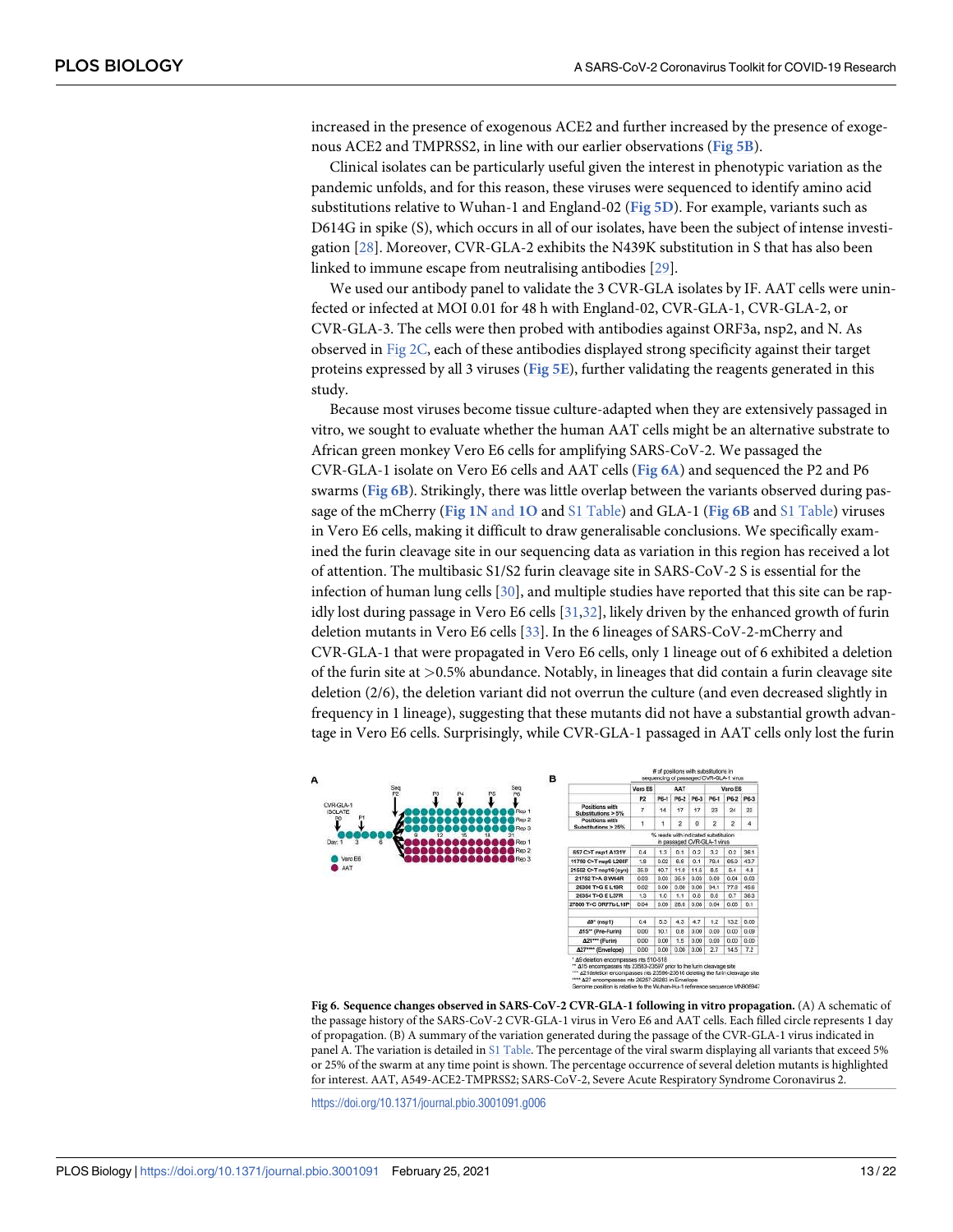increased in the presence of exogenous ACE2 and further increased by the presence of exogenous ACE2 and TMPRSS2, in line with our earlier observations (Fig 5B).

Clinical isolates can be particularly useful given the interest in phenotypic variation as the pandemic unfolds, and for this reason, these viruses were sequenced to identify amino acid substitutions relative to Wuhan-1 and England-02 (Fig 5D). For example, variants such as D614G in spike (S), which occurs in all of our isolates, have been the subject of intense investigation [28]. Moreover, CVR-GLA-2 exhibits the N439K substitution in S that has also been linked to immune escape from neutralising antibodies [29].

We used our antibody panel to validate the 3 CVR-GLA isolates by IF. AAT cells were uninfected or infected at MOI 0.01 for 48 h with England-02, CVR-GLA-1, CVR-GLA-2, or CVR-GLA-3. The cells were then probed with antibodies against ORF3a, nsp2, and N. As observed in Fig 2C, each of these antibodies displayed strong specificity against their target proteins expressed by all 3 viruses (Fig 5E), further validating the reagents generated in this study.

Because most viruses become tissue culture-adapted when they are extensively passaged in vitro, we sought to evaluate whether the human AAT cells might be an alternative substrate to African green monkey Vero E6 cells for amplifying SARS-CoV-2. We passaged the CVR-GLA-1 isolate on Vero E6 cells and AAT cells (Fig 6A) and sequenced the P2 and P6 swarms (Fig 6B). Strikingly, there was little overlap between the variants observed during passage of the mCherry (Fig 1N and 1O and S1 Table) and GLA-1 (Fig 6B and S1 Table) viruses in Vero E6 cells, making it difficult to draw generalisable conclusions. We specifically examined the furin cleavage site in our sequencing data as variation in this region has received a lot of attention. The multibasic S1/S2 furin cleavage site in SARS-CoV-2 S is essential for the infection of human lung cells [30], and multiple studies have reported that this site can be rapidly lost during passage in Vero E6 cells [31,32], likely driven by the enhanced growth of furin deletion mutants in Vero E6 cells [33]. In the 6 lineages of SARS-CoV-2-mCherry and CVR-GLA-1 that were propagated in Vero E6 cells, only 1 lineage out of 6 exhibited a deletion of the furin site at >0.5% abundance. Notably, in lineages that did contain a furin cleavage site deletion (2/6), the deletion variant did not overrun the culture (and even decreased slightly in frequency in 1 lineage), suggesting that these mutants did not have a substantial growth advantage in Vero E6 cells. Surprisingly, while CVR-GLA-1 passaged in AAT cells only lost the furin

| | Vero E6 | AAT | | | Vero E6 | | |
|---|---|---|---|---|---|---|---|
| | P2 | P6-1 | P6-2 | P6-3 | P6-1 | P6-2 | P6-3 |
| **# of positions with substitutions in sequencing of passaged CVR-GLA-1 virus** | | | | | | | |
| Positions with Substitutions > 5% | 7 | 14 | 17 | 17 | 23 | 24 | 22 |
| Positions with Substitutions > 25% | 1 | 1 | 2 | 0 | 2 | 2 | 4 |
| **% reads with indicated substitution in passaged CVR-GLA-1 virus** | | | | | | | |
| 657 C>T nsp1 A131V | 0.4 | 1.3 | 0.1 | 0.2 | 3.2 | 0.2 | 36.1 |
| 11750 C>T nsp6 L261F | 1.8 | 0.02 | 6.6 | 0.1 | 70.4 | 65.3 | 43.7 |
| 21582 C>T nsp16 (syn) | 35.9 | 40.7 | 11.0 | 11.5 | 8.5 | 5.4 | 4.8 |
| 21752 T>A S W64R | 0.03 | 0.03 | 36.9 | 0.03 | 0.09 | 0.04 | 0.03 |
| 26306 T>G E L19R | 0.02 | 0.00 | 0.00 | 0.00 | 94.1 | 77.9 | 45.6 |
| 26364 T>G E L37R | 1.3 | 1.0 | 1.1 | 0.6 | 0.6 | 0.7 | 36.3 |
| 27800 T>C ORF7b L18P | 0.04 | 0.09 | 28.6 | 0.03 | 0.04 | 0.05 | 0.1 |
| Δ9* (nsp1) | 0.4 | 5.3 | 4.3 | 4.7 | 1.2 | 13.2 | 0.00 |
| Δ15** (Pre-Furin) | 0.00 | 10.1 | 0.8 | 0.00 | 0.00 | 0.03 | 0.09 |
| Δ21*** (Furin) | 0.00 | 0.00 | 1.5 | 0.00 | 0.00 | 0.03 | 0.00 |
| Δ27**** (Envelope) | 0.00 | 0.00 | 0.00 | 0.00 | 2.7 | 14.5 | 7.2 |

\* Δ9 deletion encompasses nts 510-518
\*\* Δ15 encompasses nts 23583-23597 prior to the furin cleavage site
\*\*\* Δ21deletion encompasses nts 23596-23616 deleting the furin cleavage site
\*\*\*\* Δ27 encompasses nts 26257-26283 in Envelope
Genome position is relative to the Wuhan-Hu-1 reference sequence VN908947

**Fig 6. Sequence changes observed in SARS-CoV-2 CVR-GLA-1 following in vitro propagation.** (A) A schematic of the passage history of the SARS-CoV-2 CVR-GLA-1 virus in Vero E6 and AAT cells. Each filled circle represents 1 day of propagation. (B) A summary of the variation generated during the passage of the CVR-GLA-1 virus indicated in panel A. The variation is detailed in S1 Table. The percentage of the viral swarm displaying all variants that exceed 5% or 25% of the swarm at any time point is shown. The percentage occurrence of several deletion mutants is highlighted for interest. AAT, A549-ACE2-TMPRSS2; SARS-CoV-2, Severe Acute Respiratory Syndrome Coronavirus 2.

https://doi.org/10.1371/journal.pbio.3001091.g006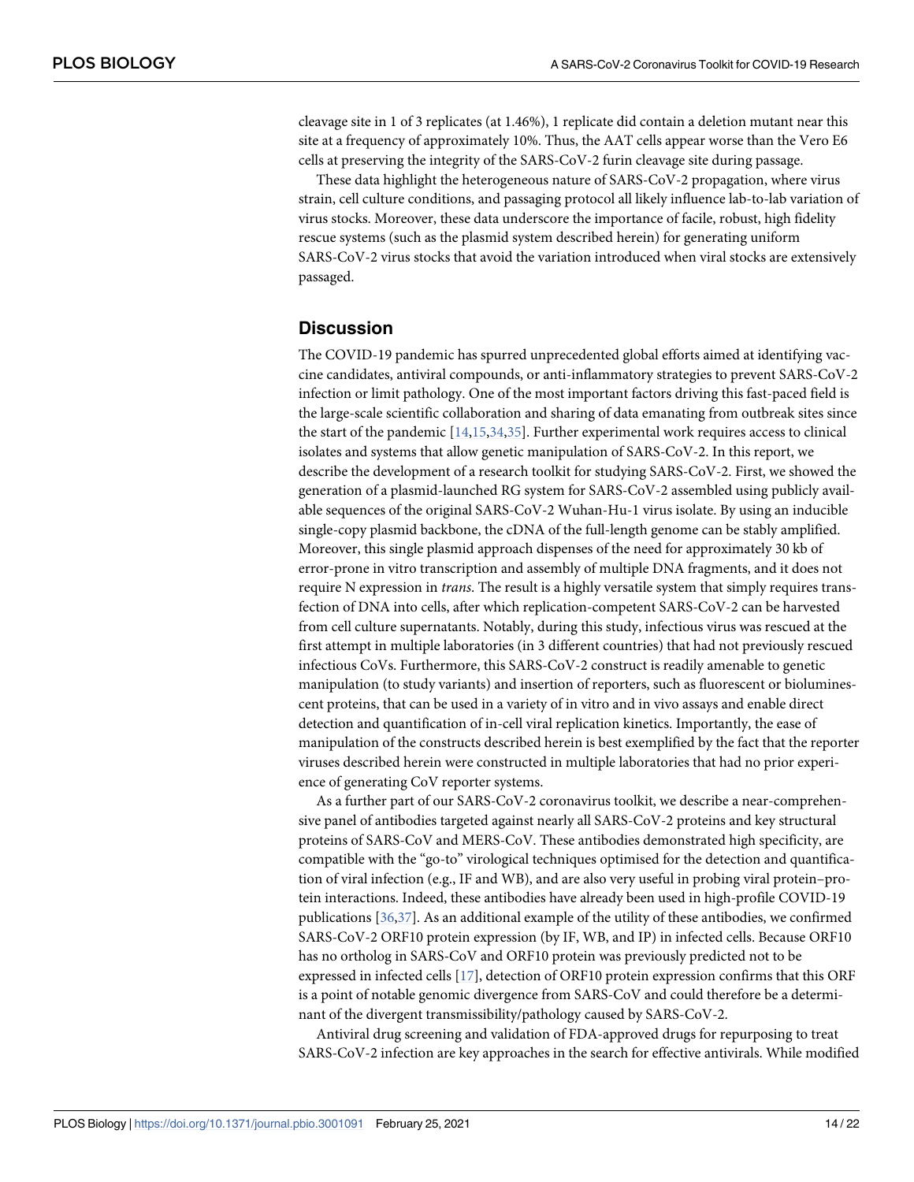cleavage site in 1 of 3 replicates (at 1.46%), 1 replicate did contain a deletion mutant near this site at a frequency of approximately 10%. Thus, the AAT cells appear worse than the Vero E6 cells at preserving the integrity of the SARS-CoV-2 furin cleavage site during passage.

These data highlight the heterogeneous nature of SARS-CoV-2 propagation, where virus strain, cell culture conditions, and passaging protocol all likely influence lab-to-lab variation of virus stocks. Moreover, these data underscore the importance of facile, robust, high fidelity rescue systems (such as the plasmid system described herein) for generating uniform SARS-CoV-2 virus stocks that avoid the variation introduced when viral stocks are extensively passaged.

## Discussion

The COVID-19 pandemic has spurred unprecedented global efforts aimed at identifying vaccine candidates, antiviral compounds, or anti-inflammatory strategies to prevent SARS-CoV-2 infection or limit pathology. One of the most important factors driving this fast-paced field is the large-scale scientific collaboration and sharing of data emanating from outbreak sites since the start of the pandemic [14,15,34,35]. Further experimental work requires access to clinical isolates and systems that allow genetic manipulation of SARS-CoV-2. In this report, we describe the development of a research toolkit for studying SARS-CoV-2. First, we showed the generation of a plasmid-launched RG system for SARS-CoV-2 assembled using publicly available sequences of the original SARS-CoV-2 Wuhan-Hu-1 virus isolate. By using an inducible single-copy plasmid backbone, the cDNA of the full-length genome can be stably amplified. Moreover, this single plasmid approach dispenses of the need for approximately 30 kb of error-prone in vitro transcription and assembly of multiple DNA fragments, and it does not require N expression in *trans*. The result is a highly versatile system that simply requires transfection of DNA into cells, after which replication-competent SARS-CoV-2 can be harvested from cell culture supernatants. Notably, during this study, infectious virus was rescued at the first attempt in multiple laboratories (in 3 different countries) that had not previously rescued infectious CoVs. Furthermore, this SARS-CoV-2 construct is readily amenable to genetic manipulation (to study variants) and insertion of reporters, such as fluorescent or bioluminescent proteins, that can be used in a variety of in vitro and in vivo assays and enable direct detection and quantification of in-cell viral replication kinetics. Importantly, the ease of manipulation of the constructs described herein is best exemplified by the fact that the reporter viruses described herein were constructed in multiple laboratories that had no prior experience of generating CoV reporter systems.

As a further part of our SARS-CoV-2 coronavirus toolkit, we describe a near-comprehensive panel of antibodies targeted against nearly all SARS-CoV-2 proteins and key structural proteins of SARS-CoV and MERS-CoV. These antibodies demonstrated high specificity, are compatible with the "go-to" virological techniques optimised for the detection and quantification of viral infection (e.g., IF and WB), and are also very useful in probing viral protein–protein interactions. Indeed, these antibodies have already been used in high-profile COVID-19 publications [36,37]. As an additional example of the utility of these antibodies, we confirmed SARS-CoV-2 ORF10 protein expression (by IF, WB, and IP) in infected cells. Because ORF10 has no ortholog in SARS-CoV and ORF10 protein was previously predicted not to be expressed in infected cells [17], detection of ORF10 protein expression confirms that this ORF is a point of notable genomic divergence from SARS-CoV and could therefore be a determinant of the divergent transmissibility/pathology caused by SARS-CoV-2.

Antiviral drug screening and validation of FDA-approved drugs for repurposing to treat SARS-CoV-2 infection are key approaches in the search for effective antivirals. While modified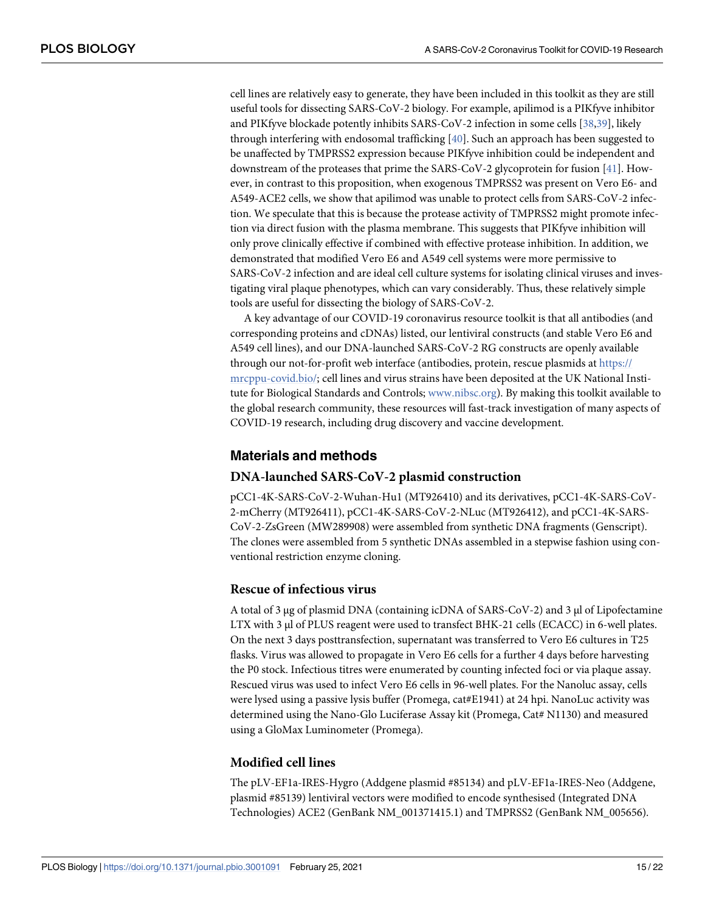cell lines are relatively easy to generate, they have been included in this toolkit as they are still useful tools for dissecting SARS-CoV-2 biology. For example, apilimod is a PIKfyve inhibitor and PIKfyve blockade potently inhibits SARS-CoV-2 infection in some cells [38,39], likely through interfering with endosomal trafficking [40]. Such an approach has been suggested to be unaffected by TMPRSS2 expression because PIKfyve inhibition could be independent and downstream of the proteases that prime the SARS-CoV-2 glycoprotein for fusion [41]. However, in contrast to this proposition, when exogenous TMPRSS2 was present on Vero E6- and A549-ACE2 cells, we show that apilimod was unable to protect cells from SARS-CoV-2 infection. We speculate that this is because the protease activity of TMPRSS2 might promote infection via direct fusion with the plasma membrane. This suggests that PIKfyve inhibition will only prove clinically effective if combined with effective protease inhibition. In addition, we demonstrated that modified Vero E6 and A549 cell systems were more permissive to SARS-CoV-2 infection and are ideal cell culture systems for isolating clinical viruses and investigating viral plaque phenotypes, which can vary considerably. Thus, these relatively simple tools are useful for dissecting the biology of SARS-CoV-2.

A key advantage of our COVID-19 coronavirus resource toolkit is that all antibodies (and corresponding proteins and cDNAs) listed, our lentiviral constructs (and stable Vero E6 and A549 cell lines), and our DNA-launched SARS-CoV-2 RG constructs are openly available through our not-for-profit web interface (antibodies, protein, rescue plasmids at https://mrcppu-covid.bio/; cell lines and virus strains have been deposited at the UK National Institute for Biological Standards and Controls; www.nibsc.org). By making this toolkit available to the global research community, these resources will fast-track investigation of many aspects of COVID-19 research, including drug discovery and vaccine development.

## Materials and methods

### DNA-launched SARS-CoV-2 plasmid construction

pCC1-4K-SARS-CoV-2-Wuhan-Hu1 (MT926410) and its derivatives, pCC1-4K-SARS-CoV-2-mCherry (MT926411), pCC1-4K-SARS-CoV-2-NLuc (MT926412), and pCC1-4K-SARS-CoV-2-ZsGreen (MW289908) were assembled from synthetic DNA fragments (Genscript). The clones were assembled from 5 synthetic DNAs assembled in a stepwise fashion using conventional restriction enzyme cloning.

### Rescue of infectious virus

A total of 3 μg of plasmid DNA (containing icDNA of SARS-CoV-2) and 3 μl of Lipofectamine LTX with 3 μl of PLUS reagent were used to transfect BHK-21 cells (ECACC) in 6-well plates. On the next 3 days posttransfection, supernatant was transferred to Vero E6 cultures in T25 flasks. Virus was allowed to propagate in Vero E6 cells for a further 4 days before harvesting the P0 stock. Infectious titres were enumerated by counting infected foci or via plaque assay. Rescued virus was used to infect Vero E6 cells in 96-well plates. For the Nanoluc assay, cells were lysed using a passive lysis buffer (Promega, cat#E1941) at 24 hpi. NanoLuc activity was determined using the Nano-Glo Luciferase Assay kit (Promega, Cat# N1130) and measured using a GloMax Luminometer (Promega).

### Modified cell lines

The pLV-EF1a-IRES-Hygro (Addgene plasmid #85134) and pLV-EF1a-IRES-Neo (Addgene, plasmid #85139) lentiviral vectors were modified to encode synthesised (Integrated DNA Technologies) ACE2 (GenBank NM_001371415.1) and TMPRSS2 (GenBank NM_005656).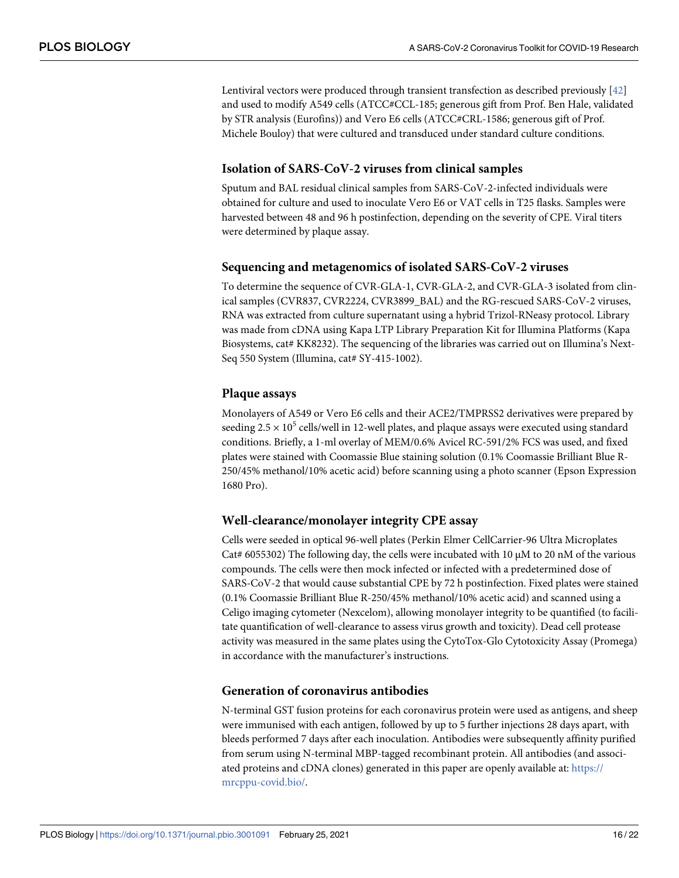Lentiviral vectors were produced through transient transfection as described previously [42] and used to modify A549 cells (ATCC#CCL-185; generous gift from Prof. Ben Hale, validated by STR analysis (Eurofins)) and Vero E6 cells (ATCC#CRL-1586; generous gift of Prof. Michele Bouloy) that were cultured and transduced under standard culture conditions.

## Isolation of SARS-CoV-2 viruses from clinical samples

Sputum and BAL residual clinical samples from SARS-CoV-2-infected individuals were obtained for culture and used to inoculate Vero E6 or VAT cells in T25 flasks. Samples were harvested between 48 and 96 h postinfection, depending on the severity of CPE. Viral titers were determined by plaque assay.

## Sequencing and metagenomics of isolated SARS-CoV-2 viruses

To determine the sequence of CVR-GLA-1, CVR-GLA-2, and CVR-GLA-3 isolated from clinical samples (CVR837, CVR2224, CVR3899_BAL) and the RG-rescued SARS-CoV-2 viruses, RNA was extracted from culture supernatant using a hybrid Trizol-RNeasy protocol. Library was made from cDNA using Kapa LTP Library Preparation Kit for Illumina Platforms (Kapa Biosystems, cat# KK8232). The sequencing of the libraries was carried out on Illumina's Next-Seq 550 System (Illumina, cat# SY-415-1002).

## Plaque assays

Monolayers of A549 or Vero E6 cells and their ACE2/TMPRSS2 derivatives were prepared by seeding $2.5 \times 10^5$ cells/well in 12-well plates, and plaque assays were executed using standard conditions. Briefly, a 1-ml overlay of MEM/0.6% Avicel RC-591/2% FCS was used, and fixed plates were stained with Coomassie Blue staining solution (0.1% Coomassie Brilliant Blue R-250/45% methanol/10% acetic acid) before scanning using a photo scanner (Epson Expression 1680 Pro).

## Well-clearance/monolayer integrity CPE assay

Cells were seeded in optical 96-well plates (Perkin Elmer CellCarrier-96 Ultra Microplates Cat# 6055302) The following day, the cells were incubated with 10 μM to 20 nM of the various compounds. The cells were then mock infected or infected with a predetermined dose of SARS-CoV-2 that would cause substantial CPE by 72 h postinfection. Fixed plates were stained (0.1% Coomassie Brilliant Blue R-250/45% methanol/10% acetic acid) and scanned using a Celigo imaging cytometer (Nexcelom), allowing monolayer integrity to be quantified (to facilitate quantification of well-clearance to assess virus growth and toxicity). Dead cell protease activity was measured in the same plates using the CytoTox-Glo Cytotoxicity Assay (Promega) in accordance with the manufacturer's instructions.

## Generation of coronavirus antibodies

N-terminal GST fusion proteins for each coronavirus protein were used as antigens, and sheep were immunised with each antigen, followed by up to 5 further injections 28 days apart, with bleeds performed 7 days after each inoculation. Antibodies were subsequently affinity purified from serum using N-terminal MBP-tagged recombinant protein. All antibodies (and associated proteins and cDNA clones) generated in this paper are openly available at: https://mrcppu-covid.bio/.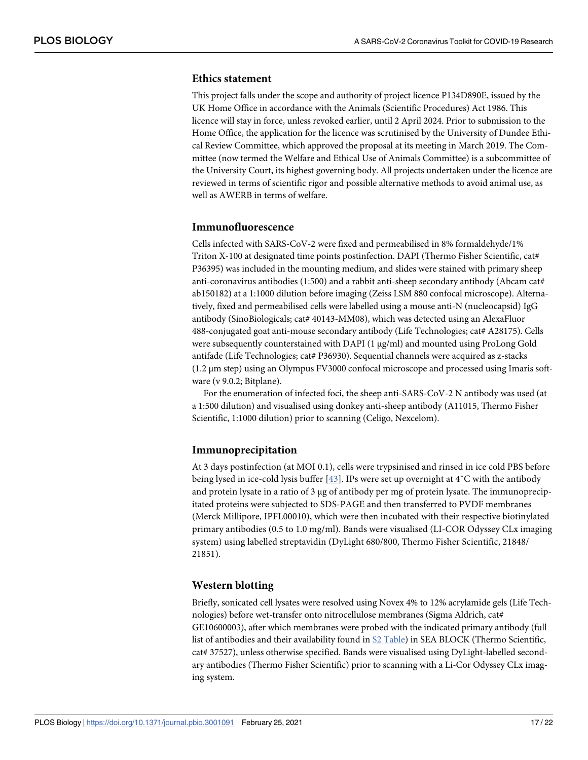### Ethics statement

This project falls under the scope and authority of project licence P134D890E, issued by the UK Home Office in accordance with the Animals (Scientific Procedures) Act 1986. This licence will stay in force, unless revoked earlier, until 2 April 2024. Prior to submission to the Home Office, the application for the licence was scrutinised by the University of Dundee Ethical Review Committee, which approved the proposal at its meeting in March 2019. The Committee (now termed the Welfare and Ethical Use of Animals Committee) is a subcommittee of the University Court, its highest governing body. All projects undertaken under the licence are reviewed in terms of scientific rigor and possible alternative methods to avoid animal use, as well as AWERB in terms of welfare.

### Immunofluorescence

Cells infected with SARS-CoV-2 were fixed and permeabilised in 8% formaldehyde/1% Triton X-100 at designated time points postinfection. DAPI (Thermo Fisher Scientific, cat# P36395) was included in the mounting medium, and slides were stained with primary sheep anti-coronavirus antibodies (1:500) and a rabbit anti-sheep secondary antibody (Abcam cat# ab150182) at a 1:1000 dilution before imaging (Zeiss LSM 880 confocal microscope). Alternatively, fixed and permeabilised cells were labelled using a mouse anti-N (nucleocapsid) IgG antibody (SinoBiologicals; cat# 40143-MM08), which was detected using an AlexaFluor 488-conjugated goat anti-mouse secondary antibody (Life Technologies; cat# A28175). Cells were subsequently counterstained with DAPI (1 μg/ml) and mounted using ProLong Gold antifade (Life Technologies; cat# P36930). Sequential channels were acquired as z-stacks (1.2 μm step) using an Olympus FV3000 confocal microscope and processed using Imaris software (v 9.0.2; Bitplane).

For the enumeration of infected foci, the sheep anti-SARS-CoV-2 N antibody was used (at a 1:500 dilution) and visualised using donkey anti-sheep antibody (A11015, Thermo Fisher Scientific, 1:1000 dilution) prior to scanning (Celigo, Nexcelom).

### Immunoprecipitation

At 3 days postinfection (at MOI 0.1), cells were trypsinised and rinsed in ice cold PBS before being lysed in ice-cold lysis buffer [43]. IPs were set up overnight at 4˚C with the antibody and protein lysate in a ratio of 3 μg of antibody per mg of protein lysate. The immunoprecipitated proteins were subjected to SDS-PAGE and then transferred to PVDF membranes (Merck Millipore, IPFL00010), which were then incubated with their respective biotinylated primary antibodies (0.5 to 1.0 mg/ml). Bands were visualised (LI-COR Odyssey CLx imaging system) using labelled streptavidin (DyLight 680/800, Thermo Fisher Scientific, 21848/21851).

### Western blotting

Briefly, sonicated cell lysates were resolved using Novex 4% to 12% acrylamide gels (Life Technologies) before wet-transfer onto nitrocellulose membranes (Sigma Aldrich, cat# GE10600003), after which membranes were probed with the indicated primary antibody (full list of antibodies and their availability found in S2 Table) in SEA BLOCK (Thermo Scientific, cat# 37527), unless otherwise specified. Bands were visualised using DyLight-labelled secondary antibodies (Thermo Fisher Scientific) prior to scanning with a Li-Cor Odyssey CLx imaging system.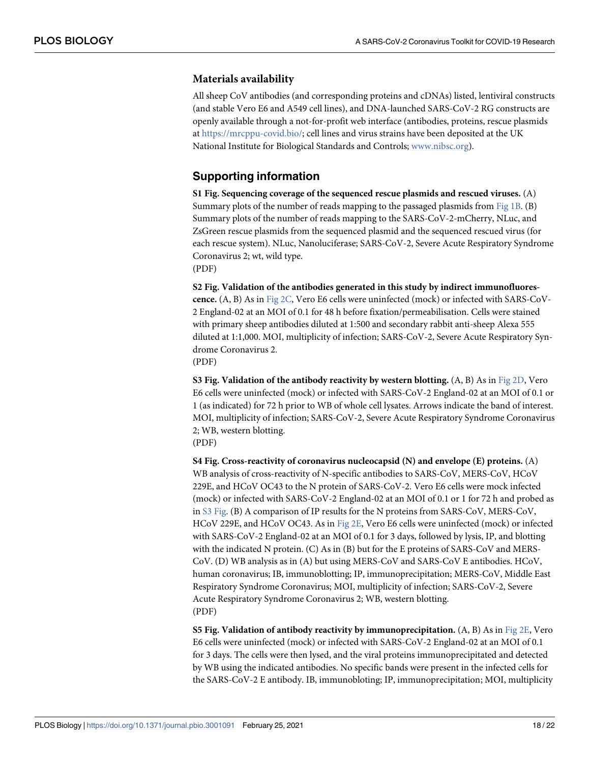## Materials availability

All sheep CoV antibodies (and corresponding proteins and cDNAs) listed, lentiviral constructs (and stable Vero E6 and A549 cell lines), and DNA-launched SARS-CoV-2 RG constructs are openly available through a not-for-profit web interface (antibodies, proteins, rescue plasmids at https://mrcppu-covid.bio/; cell lines and virus strains have been deposited at the UK National Institute for Biological Standards and Controls; www.nibsc.org).

## Supporting information

**S1 Fig. Sequencing coverage of the sequenced rescue plasmids and rescued viruses.** (A) Summary plots of the number of reads mapping to the passaged plasmids from Fig 1B. (B) Summary plots of the number of reads mapping to the SARS-CoV-2-mCherry, NLuc, and ZsGreen rescue plasmids from the sequenced plasmid and the sequenced rescued virus (for each rescue system). NLuc, Nanoluciferase; SARS-CoV-2, Severe Acute Respiratory Syndrome Coronavirus 2; wt, wild type.
(PDF)

**S2 Fig. Validation of the antibodies generated in this study by indirect immunofluorescence.** (A, B) As in Fig 2C, Vero E6 cells were uninfected (mock) or infected with SARS-CoV-2 England-02 at an MOI of 0.1 for 48 h before fixation/permeabilisation. Cells were stained with primary sheep antibodies diluted at 1:500 and secondary rabbit anti-sheep Alexa 555 diluted at 1:1,000. MOI, multiplicity of infection; SARS-CoV-2, Severe Acute Respiratory Syndrome Coronavirus 2.
(PDF)

**S3 Fig. Validation of the antibody reactivity by western blotting.** (A, B) As in Fig 2D, Vero E6 cells were uninfected (mock) or infected with SARS-CoV-2 England-02 at an MOI of 0.1 or 1 (as indicated) for 72 h prior to WB of whole cell lysates. Arrows indicate the band of interest. MOI, multiplicity of infection; SARS-CoV-2, Severe Acute Respiratory Syndrome Coronavirus 2; WB, western blotting.
(PDF)

**S4 Fig. Cross-reactivity of coronavirus nucleocapsid (N) and envelope (E) proteins.** (A) WB analysis of cross-reactivity of N-specific antibodies to SARS-CoV, MERS-CoV, HCoV 229E, and HCoV OC43 to the N protein of SARS-CoV-2. Vero E6 cells were mock infected (mock) or infected with SARS-CoV-2 England-02 at an MOI of 0.1 or 1 for 72 h and probed as in S3 Fig. (B) A comparison of IP results for the N proteins from SARS-CoV, MERS-CoV, HCoV 229E, and HCoV OC43. As in Fig 2E, Vero E6 cells were uninfected (mock) or infected with SARS-CoV-2 England-02 at an MOI of 0.1 for 3 days, followed by lysis, IP, and blotting with the indicated N protein. (C) As in (B) but for the E proteins of SARS-CoV and MERS-CoV. (D) WB analysis as in (A) but using MERS-CoV and SARS-CoV E antibodies. HCoV, human coronavirus; IB, immunoblotting; IP, immunoprecipitation; MERS-CoV, Middle East Respiratory Syndrome Coronavirus; MOI, multiplicity of infection; SARS-CoV-2, Severe Acute Respiratory Syndrome Coronavirus 2; WB, western blotting.
(PDF)

**S5 Fig. Validation of antibody reactivity by immunoprecipitation.** (A, B) As in Fig 2E, Vero E6 cells were uninfected (mock) or infected with SARS-CoV-2 England-02 at an MOI of 0.1 for 3 days. The cells were then lysed, and the viral proteins immunoprecipitated and detected by WB using the indicated antibodies. No specific bands were present in the infected cells for the SARS-CoV-2 E antibody. IB, immunobloting; IP, immunoprecipitation; MOI, multiplicity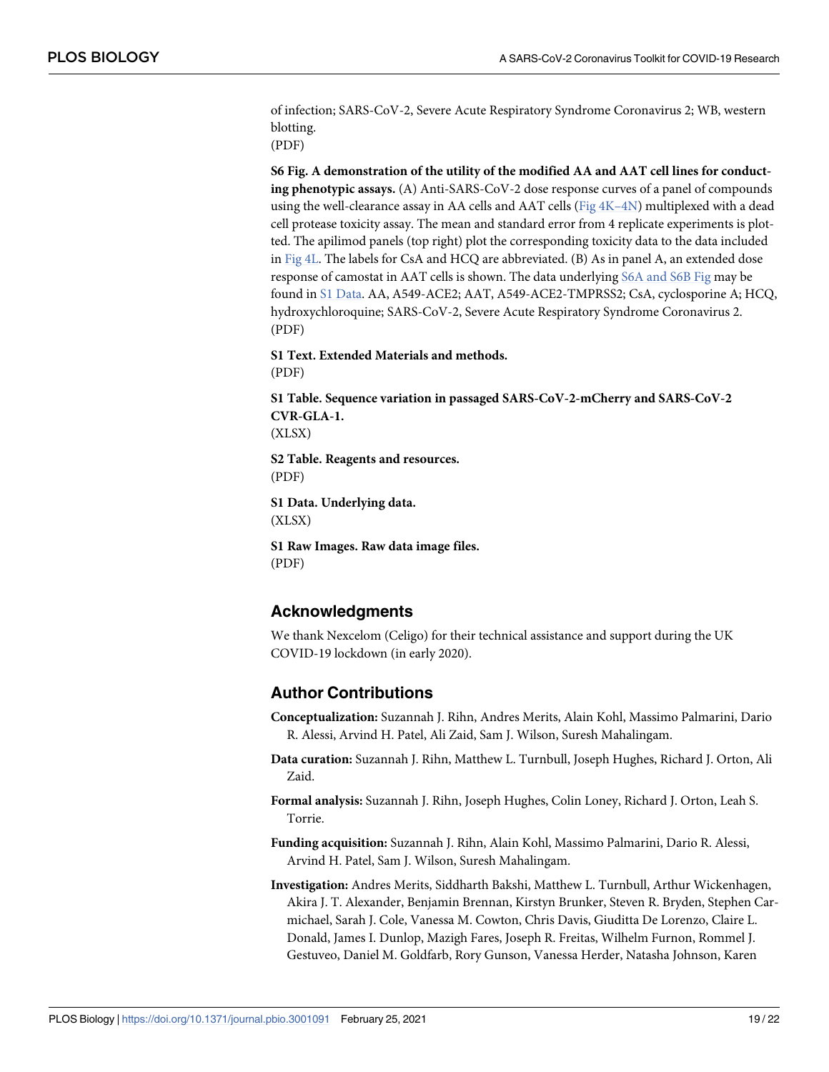of infection; SARS-CoV-2, Severe Acute Respiratory Syndrome Coronavirus 2; WB, western blotting.
(PDF)

**S6 Fig. A demonstration of the utility of the modified AA and AAT cell lines for conducting phenotypic assays.** (A) Anti-SARS-CoV-2 dose response curves of a panel of compounds using the well-clearance assay in AA cells and AAT cells (Fig 4K–4N) multiplexed with a dead cell protease toxicity assay. The mean and standard error from 4 replicate experiments is plotted. The apilimod panels (top right) plot the corresponding toxicity data to the data included in Fig 4L. The labels for CsA and HCQ are abbreviated. (B) As in panel A, an extended dose response of camostat in AAT cells is shown. The data underlying S6A and S6B Fig may be found in S1 Data. AA, A549-ACE2; AAT, A549-ACE2-TMPRSS2; CsA, cyclosporine A; HCQ, hydroxychloroquine; SARS-CoV-2, Severe Acute Respiratory Syndrome Coronavirus 2.
(PDF)

**S1 Text. Extended Materials and methods.**
(PDF)

**S1 Table. Sequence variation in passaged SARS-CoV-2-mCherry and SARS-CoV-2 CVR-GLA-1.**
(XLSX)

**S2 Table. Reagents and resources.**
(PDF)

**S1 Data. Underlying data.**
(XLSX)

**S1 Raw Images. Raw data image files.**
(PDF)

## Acknowledgments

We thank Nexcelom (Celigo) for their technical assistance and support during the UK COVID-19 lockdown (in early 2020).

## Author Contributions

**Conceptualization:** Suzannah J. Rihn, Andres Merits, Alain Kohl, Massimo Palmarini, Dario R. Alessi, Arvind H. Patel, Ali Zaid, Sam J. Wilson, Suresh Mahalingam.

**Data curation:** Suzannah J. Rihn, Matthew L. Turnbull, Joseph Hughes, Richard J. Orton, Ali Zaid.

**Formal analysis:** Suzannah J. Rihn, Joseph Hughes, Colin Loney, Richard J. Orton, Leah S. Torrie.

**Funding acquisition:** Suzannah J. Rihn, Alain Kohl, Massimo Palmarini, Dario R. Alessi, Arvind H. Patel, Sam J. Wilson, Suresh Mahalingam.

**Investigation:** Andres Merits, Siddharth Bakshi, Matthew L. Turnbull, Arthur Wickenhagen, Akira J. T. Alexander, Benjamin Brennan, Kirstyn Brunker, Steven R. Bryden, Stephen Carmichael, Sarah J. Cole, Vanessa M. Cowton, Chris Davis, Giuditta De Lorenzo, Claire L. Donald, James I. Dunlop, Mazigh Fares, Joseph R. Freitas, Wilhelm Furnon, Rommel J. Gestuveo, Daniel M. Goldfarb, Rory Gunson, Vanessa Herder, Natasha Johnson, Karen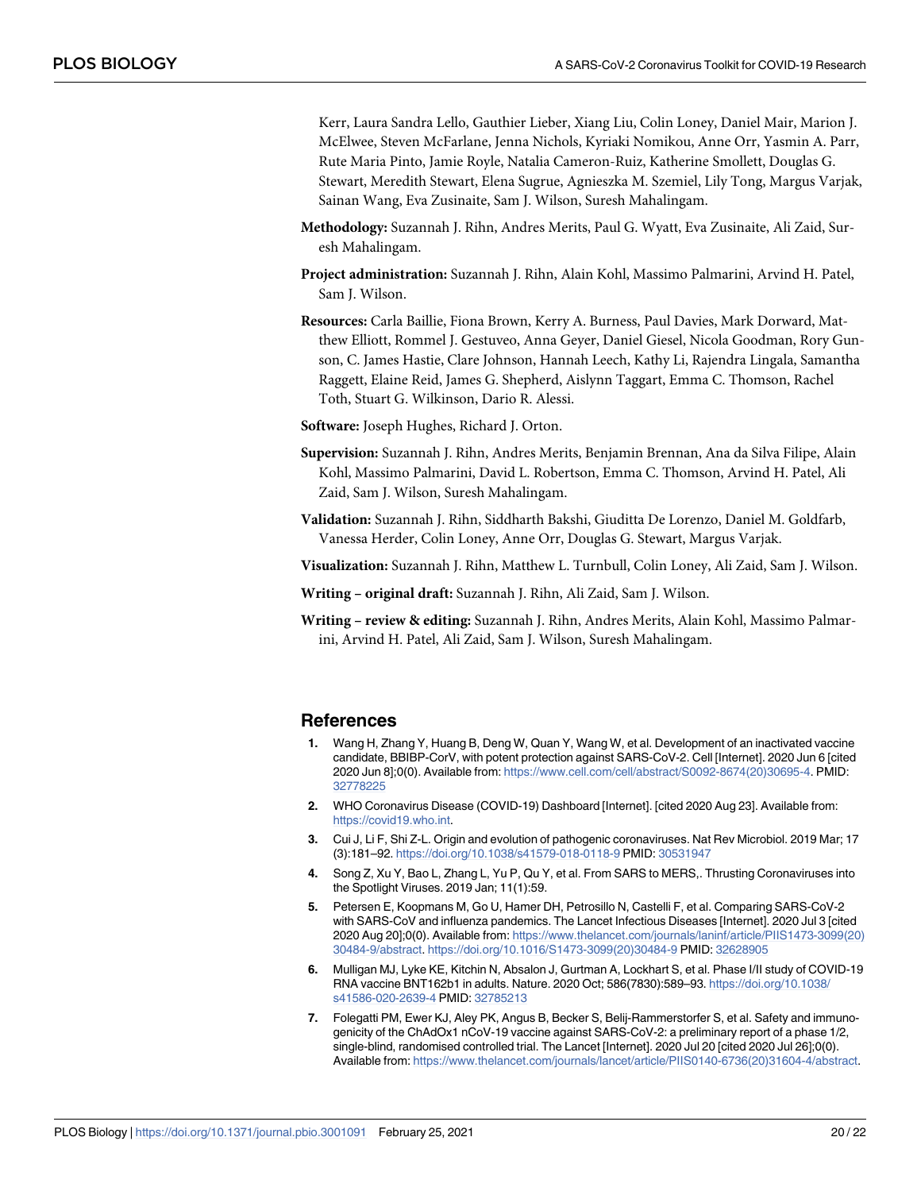Kerr, Laura Sandra Lello, Gauthier Lieber, Xiang Liu, Colin Loney, Daniel Mair, Marion J. McElwee, Steven McFarlane, Jenna Nichols, Kyriaki Nomikou, Anne Orr, Yasmin A. Parr, Rute Maria Pinto, Jamie Royle, Natalia Cameron-Ruiz, Katherine Smollett, Douglas G. Stewart, Meredith Stewart, Elena Sugrue, Agnieszka M. Szemiel, Lily Tong, Margus Varjak, Sainan Wang, Eva Zusinaite, Sam J. Wilson, Suresh Mahalingam.

**Methodology:** Suzannah J. Rihn, Andres Merits, Paul G. Wyatt, Eva Zusinaite, Ali Zaid, Suresh Mahalingam.

**Project administration:** Suzannah J. Rihn, Alain Kohl, Massimo Palmarini, Arvind H. Patel, Sam J. Wilson.

**Resources:** Carla Baillie, Fiona Brown, Kerry A. Burness, Paul Davies, Mark Dorward, Matthew Elliott, Rommel J. Gestuveo, Anna Geyer, Daniel Giesel, Nicola Goodman, Rory Gunson, C. James Hastie, Clare Johnson, Hannah Leech, Kathy Li, Rajendra Lingala, Samantha Raggett, Elaine Reid, James G. Shepherd, Aislynn Taggart, Emma C. Thomson, Rachel Toth, Stuart G. Wilkinson, Dario R. Alessi.

**Software:** Joseph Hughes, Richard J. Orton.

**Supervision:** Suzannah J. Rihn, Andres Merits, Benjamin Brennan, Ana da Silva Filipe, Alain Kohl, Massimo Palmarini, David L. Robertson, Emma C. Thomson, Arvind H. Patel, Ali Zaid, Sam J. Wilson, Suresh Mahalingam.

**Validation:** Suzannah J. Rihn, Siddharth Bakshi, Giuditta De Lorenzo, Daniel M. Goldfarb, Vanessa Herder, Colin Loney, Anne Orr, Douglas G. Stewart, Margus Varjak.

**Visualization:** Suzannah J. Rihn, Matthew L. Turnbull, Colin Loney, Ali Zaid, Sam J. Wilson.

**Writing – original draft:** Suzannah J. Rihn, Ali Zaid, Sam J. Wilson.

**Writing – review & editing:** Suzannah J. Rihn, Andres Merits, Alain Kohl, Massimo Palmarini, Arvind H. Patel, Ali Zaid, Sam J. Wilson, Suresh Mahalingam.

## References

1. Wang H, Zhang Y, Huang B, Deng W, Quan Y, Wang W, et al. Development of an inactivated vaccine candidate, BBIBP-CorV, with potent protection against SARS-CoV-2. Cell [Internet]. 2020 Jun 6 [cited 2020 Jun 8];0(0). Available from: https://www.cell.com/cell/abstract/S0092-8674(20)30695-4. PMID: 32778225
2. WHO Coronavirus Disease (COVID-19) Dashboard [Internet]. [cited 2020 Aug 23]. Available from: https://covid19.who.int.
3. Cui J, Li F, Shi Z-L. Origin and evolution of pathogenic coronaviruses. Nat Rev Microbiol. 2019 Mar; 17 (3):181–92. https://doi.org/10.1038/s41579-018-0118-9 PMID: 30531947
4. Song Z, Xu Y, Bao L, Zhang L, Yu P, Qu Y, et al. From SARS to MERS,. Thrusting Coronaviruses into the Spotlight Viruses. 2019 Jan; 11(1):59.
5. Petersen E, Koopmans M, Go U, Hamer DH, Petrosillo N, Castelli F, et al. Comparing SARS-CoV-2 with SARS-CoV and influenza pandemics. The Lancet Infectious Diseases [Internet]. 2020 Jul 3 [cited 2020 Aug 20];0(0). Available from: https://www.thelancet.com/journals/laninf/article/PIIS1473-3099(20)30484-9/abstract. https://doi.org/10.1016/S1473-3099(20)30484-9 PMID: 32628905
6. Mulligan MJ, Lyke KE, Kitchin N, Absalon J, Gurtman A, Lockhart S, et al. Phase I/II study of COVID-19 RNA vaccine BNT162b1 in adults. Nature. 2020 Oct; 586(7830):589–93. https://doi.org/10.1038/s41586-020-2639-4 PMID: 32785213
7. Folegatti PM, Ewer KJ, Aley PK, Angus B, Becker S, Belij-Rammerstorfer S, et al. Safety and immunogenicity of the ChAdOx1 nCoV-19 vaccine against SARS-CoV-2: a preliminary report of a phase 1/2, single-blind, randomised controlled trial. The Lancet [Internet]. 2020 Jul 20 [cited 2020 Jul 26];0(0). Available from: https://www.thelancet.com/journals/lancet/article/PIIS0140-6736(20)31604-4/abstract.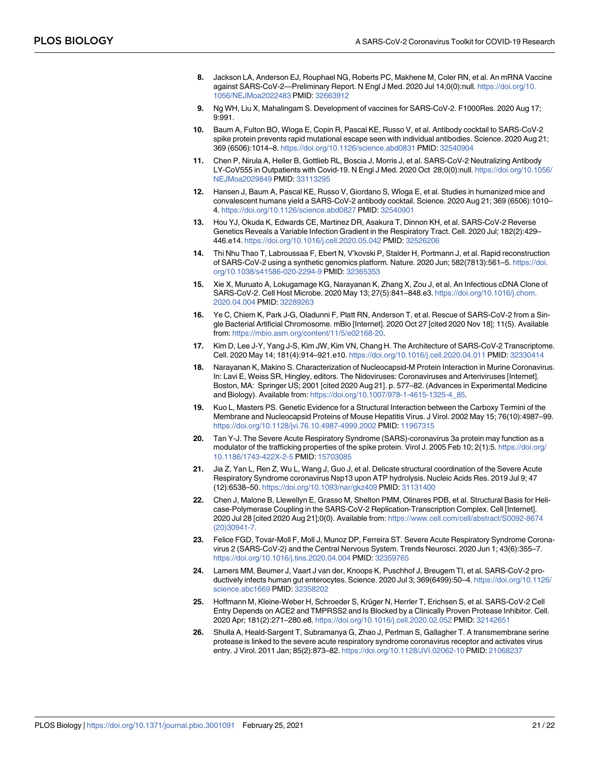8. Jackson LA, Anderson EJ, Rouphael NG, Roberts PC, Makhene M, Coler RN, et al. An mRNA Vaccine against SARS-CoV-2—Preliminary Report. N Engl J Med. 2020 Jul 14;0(0):null. https://doi.org/10.1056/NEJMoa2022483 PMID: 32663912
9. Ng WH, Liu X, Mahalingam S. Development of vaccines for SARS-CoV-2. F1000Res. 2020 Aug 17; 9:991.
10. Baum A, Fulton BO, Wloga E, Copin R, Pascal KE, Russo V, et al. Antibody cocktail to SARS-CoV-2 spike protein prevents rapid mutational escape seen with individual antibodies. Science. 2020 Aug 21; 369 (6506):1014–8. https://doi.org/10.1126/science.abd0831 PMID: 32540904
11. Chen P, Nirula A, Heller B, Gottlieb RL, Boscia J, Morris J, et al. SARS-CoV-2 Neutralizing Antibody LY-CoV555 in Outpatients with Covid-19. N Engl J Med. 2020 Oct 28;0(0):null. https://doi.org/10.1056/NEJMoa2029849 PMID: 33113295
12. Hansen J, Baum A, Pascal KE, Russo V, Giordano S, Wloga E, et al. Studies in humanized mice and convalescent humans yield a SARS-CoV-2 antibody cocktail. Science. 2020 Aug 21; 369 (6506):1010–4. https://doi.org/10.1126/science.abd0827 PMID: 32540901
13. Hou YJ, Okuda K, Edwards CE, Martinez DR, Asakura T, Dinnon KH, et al. SARS-CoV-2 Reverse Genetics Reveals a Variable Infection Gradient in the Respiratory Tract. Cell. 2020 Jul; 182(2):429–446.e14. https://doi.org/10.1016/j.cell.2020.05.042 PMID: 32526206
14. Thi Nhu Thao T, Labroussaa F, Ebert N, V'kovski P, Stalder H, Portmann J, et al. Rapid reconstruction of SARS-CoV-2 using a synthetic genomics platform. Nature. 2020 Jun; 582(7813):561–5. https://doi.org/10.1038/s41586-020-2294-9 PMID: 32365353
15. Xie X, Muruato A, Lokugamage KG, Narayanan K, Zhang X, Zou J, et al. An Infectious cDNA Clone of SARS-CoV-2. Cell Host Microbe. 2020 May 13; 27(5):841–848.e3. https://doi.org/10.1016/j.chom.2020.04.004 PMID: 32289263
16. Ye C, Chiem K, Park J-G, Oladunni F, Platt RN, Anderson T, et al. Rescue of SARS-CoV-2 from a Single Bacterial Artificial Chromosome. mBio [Internet]. 2020 Oct 27 [cited 2020 Nov 18]; 11(5). Available from: https://mbio.asm.org/content/11/5/e02168-20.
17. Kim D, Lee J-Y, Yang J-S, Kim JW, Kim VN, Chang H. The Architecture of SARS-CoV-2 Transcriptome. Cell. 2020 May 14; 181(4):914–921.e10. https://doi.org/10.1016/j.cell.2020.04.011 PMID: 32330414
18. Narayanan K, Makino S. Characterization of Nucleocapsid-M Protein Interaction in Murine Coronavirus. In: Lavi E, Weiss SR, Hingley, editors. The Nidoviruses: Coronaviruses and Arteriviruses [Internet]. Boston, MA: Springer US; 2001 [cited 2020 Aug 21]. p. 577–82. (Advances in Experimental Medicine and Biology). Available from: https://doi.org/10.1007/978-1-4615-1325-4_85.
19. Kuo L, Masters PS. Genetic Evidence for a Structural Interaction between the Carboxy Termini of the Membrane and Nucleocapsid Proteins of Mouse Hepatitis Virus. J Virol. 2002 May 15; 76(10):4987–99. https://doi.org/10.1128/jvi.76.10.4987-4999.2002 PMID: 11967315
20. Tan Y-J. The Severe Acute Respiratory Syndrome (SARS)-coronavirus 3a protein may function as a modulator of the trafficking properties of the spike protein. Virol J. 2005 Feb 10; 2(1):5. https://doi.org/10.1186/1743-422X-2-5 PMID: 15703085
21. Jia Z, Yan L, Ren Z, Wu L, Wang J, Guo J, et al. Delicate structural coordination of the Severe Acute Respiratory Syndrome coronavirus Nsp13 upon ATP hydrolysis. Nucleic Acids Res. 2019 Jul 9; 47 (12):6538–50. https://doi.org/10.1093/nar/gkz409 PMID: 31131400
22. Chen J, Malone B, Llewellyn E, Grasso M, Shelton PMM, Olinares PDB, et al. Structural Basis for Helicase-Polymerase Coupling in the SARS-CoV-2 Replication-Transcription Complex. Cell [Internet]. 2020 Jul 28 [cited 2020 Aug 21];0(0). Available from: https://www.cell.com/cell/abstract/S0092-8674(20)30941-7.
23. Felice FGD, Tovar-Moll F, Moll J, Munoz DP, Ferreira ST. Severe Acute Respiratory Syndrome Coronavirus 2 (SARS-CoV-2) and the Central Nervous System. Trends Neurosci. 2020 Jun 1; 43(6):355–7. https://doi.org/10.1016/j.tins.2020.04.004 PMID: 32359765
24. Lamers MM, Beumer J, Vaart J van der, Knoops K, Puschhof J, Breugem TI, et al. SARS-CoV-2 productively infects human gut enterocytes. Science. 2020 Jul 3; 369(6499):50–4. https://doi.org/10.1126/science.abc1669 PMID: 32358202
25. Hoffmann M, Kleine-Weber H, Schroeder S, Krüger N, Herrler T, Erichsen S, et al. SARS-CoV-2 Cell Entry Depends on ACE2 and TMPRSS2 and Is Blocked by a Clinically Proven Protease Inhibitor. Cell. 2020 Apr; 181(2):271–280.e8. https://doi.org/10.1016/j.cell.2020.02.052 PMID: 32142651
26. Shulla A, Heald-Sargent T, Subramanya G, Zhao J, Perlman S, Gallagher T. A transmembrane serine protease is linked to the severe acute respiratory syndrome coronavirus receptor and activates virus entry. J Virol. 2011 Jan; 85(2):873–82. https://doi.org/10.1128/JVI.02062-10 PMID: 21068237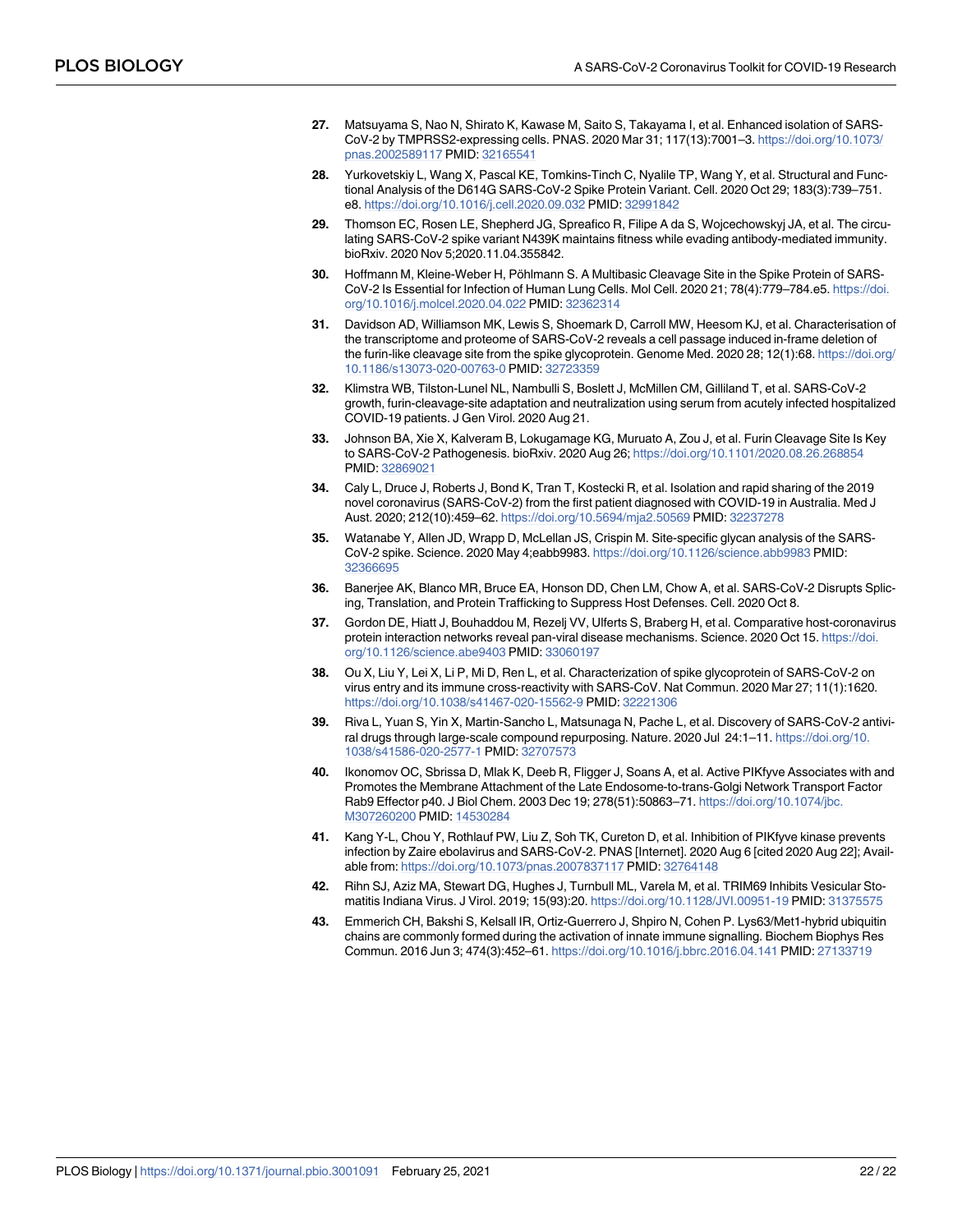27. Matsuyama S, Nao N, Shirato K, Kawase M, Saito S, Takayama I, et al. Enhanced isolation of SARS-CoV-2 by TMPRSS2-expressing cells. PNAS. 2020 Mar 31; 117(13):7001–3. https://doi.org/10.1073/pnas.2002589117 PMID: 32165541

28. Yurkovetskiy L, Wang X, Pascal KE, Tomkins-Tinch C, Nyalile TP, Wang Y, et al. Structural and Functional Analysis of the D614G SARS-CoV-2 Spike Protein Variant. Cell. 2020 Oct 29; 183(3):739–751.e8. https://doi.org/10.1016/j.cell.2020.09.032 PMID: 32991842

29. Thomson EC, Rosen LE, Shepherd JG, Spreafico R, Filipe A da S, Wojcechowskyj JA, et al. The circulating SARS-CoV-2 spike variant N439K maintains fitness while evading antibody-mediated immunity. bioRxiv. 2020 Nov 5;2020.11.04.355842.

30. Hoffmann M, Kleine-Weber H, Pöhlmann S. A Multibasic Cleavage Site in the Spike Protein of SARS-CoV-2 Is Essential for Infection of Human Lung Cells. Mol Cell. 2020 21; 78(4):779–784.e5. https://doi.org/10.1016/j.molcel.2020.04.022 PMID: 32362314

31. Davidson AD, Williamson MK, Lewis S, Shoemark D, Carroll MW, Heesom KJ, et al. Characterisation of the transcriptome and proteome of SARS-CoV-2 reveals a cell passage induced in-frame deletion of the furin-like cleavage site from the spike glycoprotein. Genome Med. 2020 28; 12(1):68. https://doi.org/10.1186/s13073-020-00763-0 PMID: 32723359

32. Klimstra WB, Tilston-Lunel NL, Nambulli S, Boslett J, McMillen CM, Gilliland T, et al. SARS-CoV-2 growth, furin-cleavage-site adaptation and neutralization using serum from acutely infected hospitalized COVID-19 patients. J Gen Virol. 2020 Aug 21.

33. Johnson BA, Xie X, Kalveram B, Lokugamage KG, Muruato A, Zou J, et al. Furin Cleavage Site Is Key to SARS-CoV-2 Pathogenesis. bioRxiv. 2020 Aug 26; https://doi.org/10.1101/2020.08.26.268854 PMID: 32869021

34. Caly L, Druce J, Roberts J, Bond K, Tran T, Kostecki R, et al. Isolation and rapid sharing of the 2019 novel coronavirus (SARS-CoV-2) from the first patient diagnosed with COVID-19 in Australia. Med J Aust. 2020; 212(10):459–62. https://doi.org/10.5694/mja2.50569 PMID: 32237278

35. Watanabe Y, Allen JD, Wrapp D, McLellan JS, Crispin M. Site-specific glycan analysis of the SARS-CoV-2 spike. Science. 2020 May 4;eabb9983. https://doi.org/10.1126/science.abb9983 PMID: 32366695

36. Banerjee AK, Blanco MR, Bruce EA, Honson DD, Chen LM, Chow A, et al. SARS-CoV-2 Disrupts Splicing, Translation, and Protein Trafficking to Suppress Host Defenses. Cell. 2020 Oct 8.

37. Gordon DE, Hiatt J, Bouhaddou M, Rezelj VV, Ulferts S, Braberg H, et al. Comparative host-coronavirus protein interaction networks reveal pan-viral disease mechanisms. Science. 2020 Oct 15. https://doi.org/10.1126/science.abe9403 PMID: 33060197

38. Ou X, Liu Y, Lei X, Li P, Mi D, Ren L, et al. Characterization of spike glycoprotein of SARS-CoV-2 on virus entry and its immune cross-reactivity with SARS-CoV. Nat Commun. 2020 Mar 27; 11(1):1620. https://doi.org/10.1038/s41467-020-15562-9 PMID: 32221306

39. Riva L, Yuan S, Yin X, Martin-Sancho L, Matsunaga N, Pache L, et al. Discovery of SARS-CoV-2 antiviral drugs through large-scale compound repurposing. Nature. 2020 Jul 24:1–11. https://doi.org/10.1038/s41586-020-2577-1 PMID: 32707573

40. Ikonomov OC, Sbrissa D, Mlak K, Deeb R, Fligger J, Soans A, et al. Active PIKfyve Associates with and Promotes the Membrane Attachment of the Late Endosome-to-trans-Golgi Network Transport Factor Rab9 Effector p40. J Biol Chem. 2003 Dec 19; 278(51):50863–71. https://doi.org/10.1074/jbc.M307260200 PMID: 14530284

41. Kang Y-L, Chou Y, Rothlauf PW, Liu Z, Soh TK, Cureton D, et al. Inhibition of PIKfyve kinase prevents infection by Zaire ebolavirus and SARS-CoV-2. PNAS [Internet]. 2020 Aug 6 [cited 2020 Aug 22]; Available from: https://doi.org/10.1073/pnas.2007837117 PMID: 32764148

42. Rihn SJ, Aziz MA, Stewart DG, Hughes J, Turnbull ML, Varela M, et al. TRIM69 Inhibits Vesicular Stomatitis Indiana Virus. J Virol. 2019; 15(93):20. https://doi.org/10.1128/JVI.00951-19 PMID: 31375575

43. Emmerich CH, Bakshi S, Kelsall IR, Ortiz-Guerrero J, Shpiro N, Cohen P. Lys63/Met1-hybrid ubiquitin chains are commonly formed during the activation of innate immune signalling. Biochem Biophys Res Commun. 2016 Jun 3; 474(3):452–61. https://doi.org/10.1016/j.bbrc.2016.04.141 PMID: 27133719